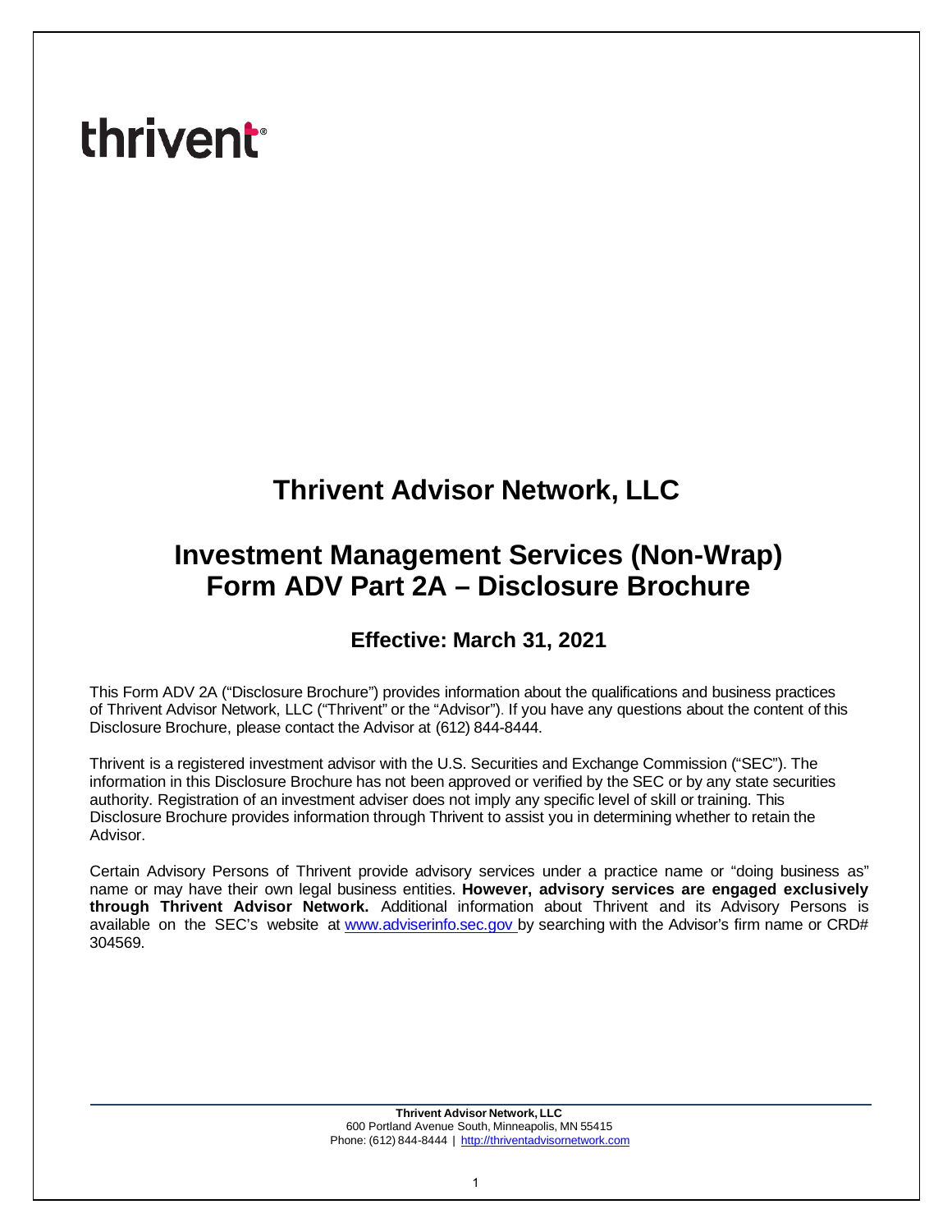thrivent

# Thrivent Advisor Network, LLC

# Investment Management Services (Non-Wrap) Form ADV Part 2A – Disclosure Brochure

## Effective: March 31, 2021

This Form ADV 2A ("Disclosure Brochure") provides information about the qualifications and business practices of Thrivent Advisor Network, LLC ("Thrivent" or the "Advisor"). If you have any questions about the content of this Disclosure Brochure, please contact the Advisor at (612) 844-8444.

Thrivent is a registered investment advisor with the U.S. Securities and Exchange Commission ("SEC"). The information in this Disclosure Brochure has not been approved or verified by the SEC or by any state securities authority. Registration of an investment adviser does not imply any specific level of skill or training. This Disclosure Brochure provides information through Thrivent to assist you in determining whether to retain the Advisor.

Certain Advisory Persons of Thrivent provide advisory services under a practice name or "doing business as" name or may have their own legal business entities. **However, advisory services are engaged exclusively through Thrivent Advisor Network.** Additional information about Thrivent and its Advisory Persons is available on the SEC's website at [www.adviserinfo.sec.gov](www.adviserinfo.sec.gov) by searching with the Advisor's firm name or CRD# 304569.

**Thrivent Advisor Network, LLC**
600 Portland Avenue South, Minneapolis, MN 55415
Phone: (612) 844-8444 | [http://thriventadvisornetwork.com](http://thriventadvisornetwork.com)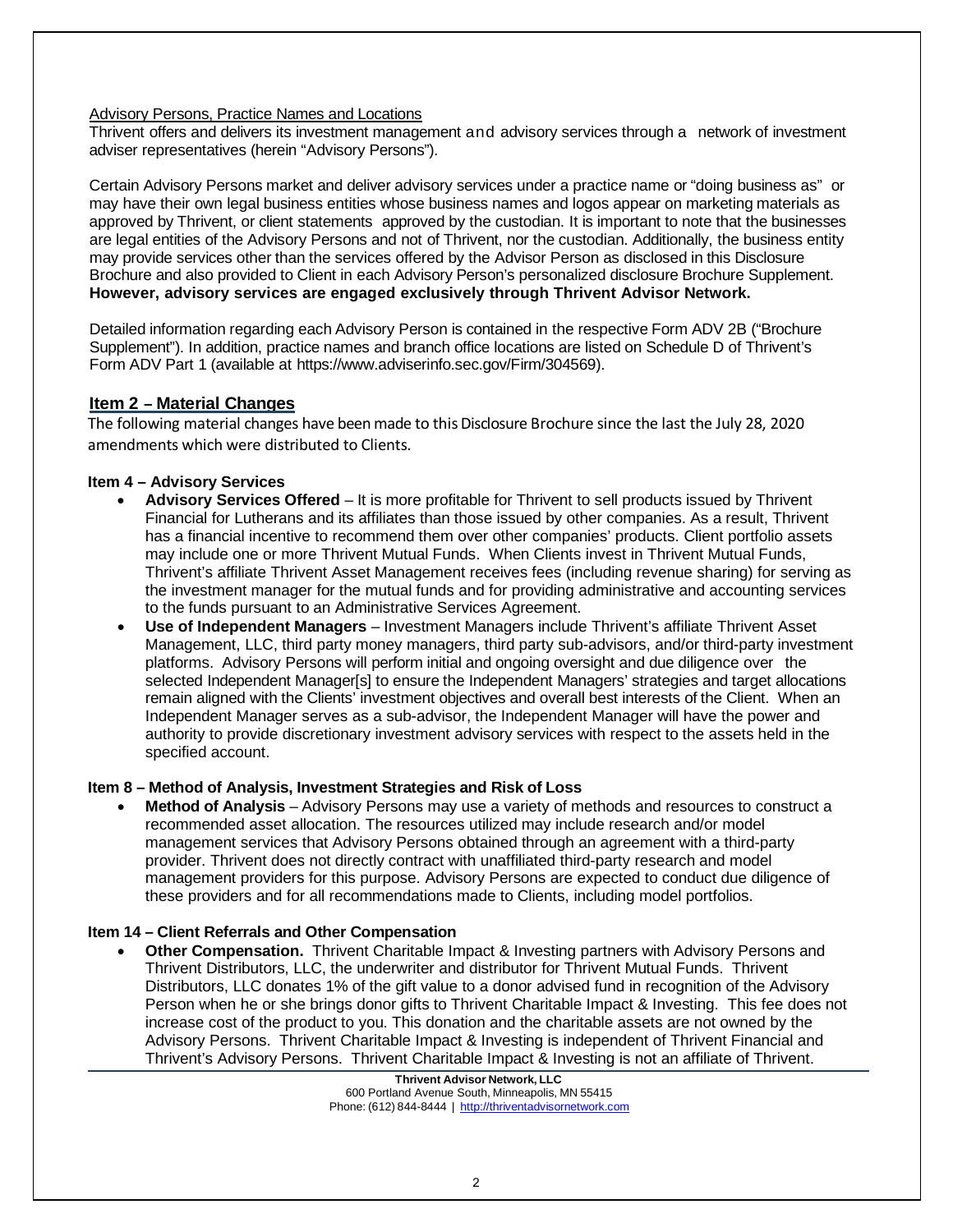Advisory Persons, Practice Names and Locations

Thrivent offers and delivers its investment management and advisory services through a network of investment adviser representatives (herein "Advisory Persons").

Certain Advisory Persons market and deliver advisory services under a practice name or "doing business as" or may have their own legal business entities whose business names and logos appear on marketing materials as approved by Thrivent, or client statements approved by the custodian. It is important to note that the businesses are legal entities of the Advisory Persons and not of Thrivent, nor the custodian. Additionally, the business entity may provide services other than the services offered by the Advisor Person as disclosed in this Disclosure Brochure and also provided to Client in each Advisory Person's personalized disclosure Brochure Supplement. **However, advisory services are engaged exclusively through Thrivent Advisor Network.**

Detailed information regarding each Advisory Person is contained in the respective Form ADV 2B ("Brochure Supplement"). In addition, practice names and branch office locations are listed on Schedule D of Thrivent's Form ADV Part 1 (available at https://www.adviserinfo.sec.gov/Firm/304569).

## Item 2 – Material Changes

The following material changes have been made to this Disclosure Brochure since the last the July 28, 2020 amendments which were distributed to Clients.

### Item 4 – Advisory Services

- **Advisory Services Offered** – It is more profitable for Thrivent to sell products issued by Thrivent Financial for Lutherans and its affiliates than those issued by other companies. As a result, Thrivent has a financial incentive to recommend them over other companies' products. Client portfolio assets may include one or more Thrivent Mutual Funds. When Clients invest in Thrivent Mutual Funds, Thrivent's affiliate Thrivent Asset Management receives fees (including revenue sharing) for serving as the investment manager for the mutual funds and for providing administrative and accounting services to the funds pursuant to an Administrative Services Agreement.
- **Use of Independent Managers** – Investment Managers include Thrivent's affiliate Thrivent Asset Management, LLC, third party money managers, third party sub-advisors, and/or third-party investment platforms. Advisory Persons will perform initial and ongoing oversight and due diligence over the selected Independent Manager[s] to ensure the Independent Managers' strategies and target allocations remain aligned with the Clients' investment objectives and overall best interests of the Client. When an Independent Manager serves as a sub-advisor, the Independent Manager will have the power and authority to provide discretionary investment advisory services with respect to the assets held in the specified account.

### Item 8 – Method of Analysis, Investment Strategies and Risk of Loss

- **Method of Analysis** – Advisory Persons may use a variety of methods and resources to construct a recommended asset allocation. The resources utilized may include research and/or model management services that Advisory Persons obtained through an agreement with a third-party provider. Thrivent does not directly contract with unaffiliated third-party research and model management providers for this purpose. Advisory Persons are expected to conduct due diligence of these providers and for all recommendations made to Clients, including model portfolios.

### Item 14 – Client Referrals and Other Compensation

- **Other Compensation.** Thrivent Charitable Impact & Investing partners with Advisory Persons and Thrivent Distributors, LLC, the underwriter and distributor for Thrivent Mutual Funds. Thrivent Distributors, LLC donates 1% of the gift value to a donor advised fund in recognition of the Advisory Person when he or she brings donor gifts to Thrivent Charitable Impact & Investing. This fee does not increase cost of the product to you. This donation and the charitable assets are not owned by the Advisory Persons. Thrivent Charitable Impact & Investing is independent of Thrivent Financial and Thrivent's Advisory Persons. Thrivent Charitable Impact & Investing is not an affiliate of Thrivent.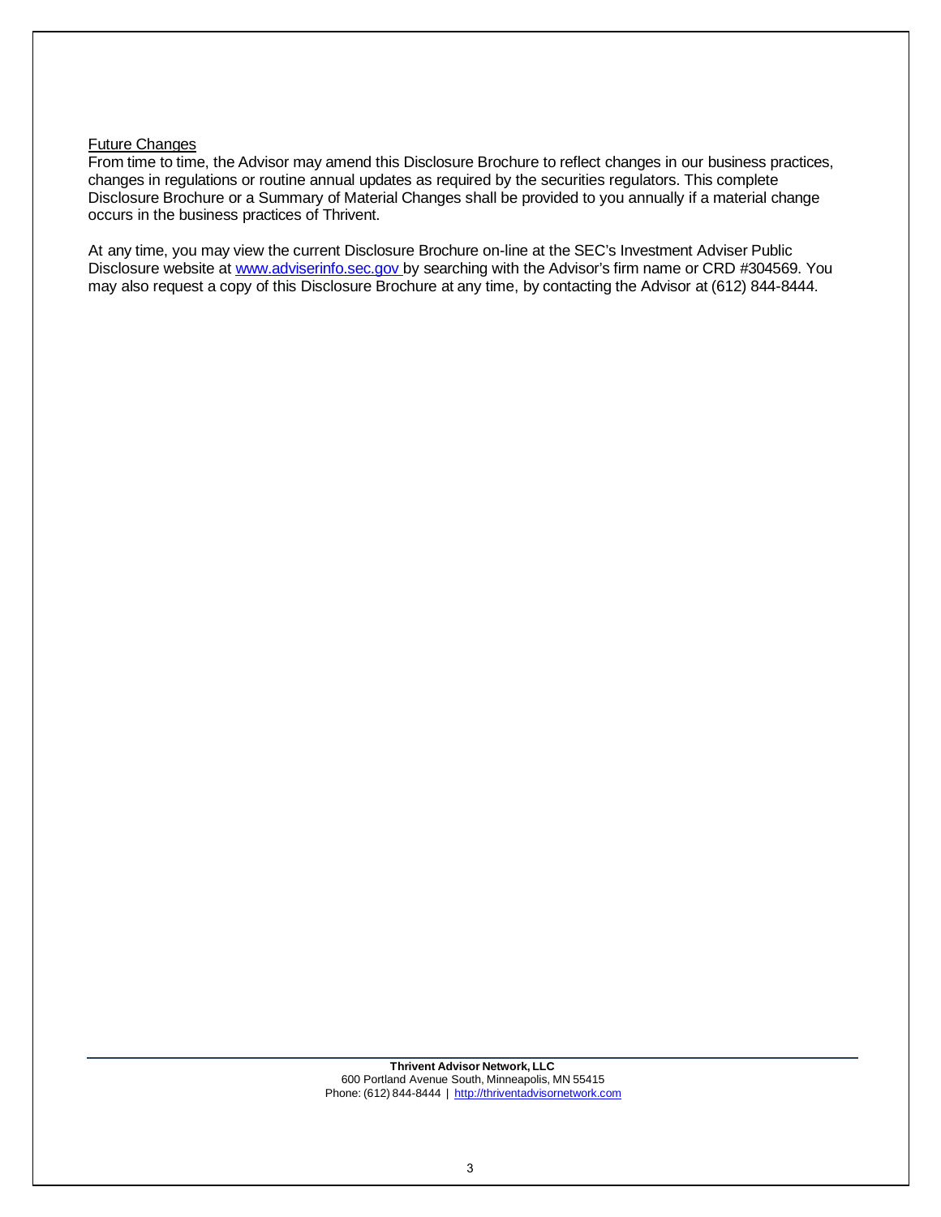### Future Changes

From time to time, the Advisor may amend this Disclosure Brochure to reflect changes in our business practices, changes in regulations or routine annual updates as required by the securities regulators. This complete Disclosure Brochure or a Summary of Material Changes shall be provided to you annually if a material change occurs in the business practices of Thrivent.

At any time, you may view the current Disclosure Brochure on-line at the SEC's Investment Adviser Public Disclosure website at www.adviserinfo.sec.gov by searching with the Advisor's firm name or CRD #304569. You may also request a copy of this Disclosure Brochure at any time, by contacting the Advisor at (612) 844-8444.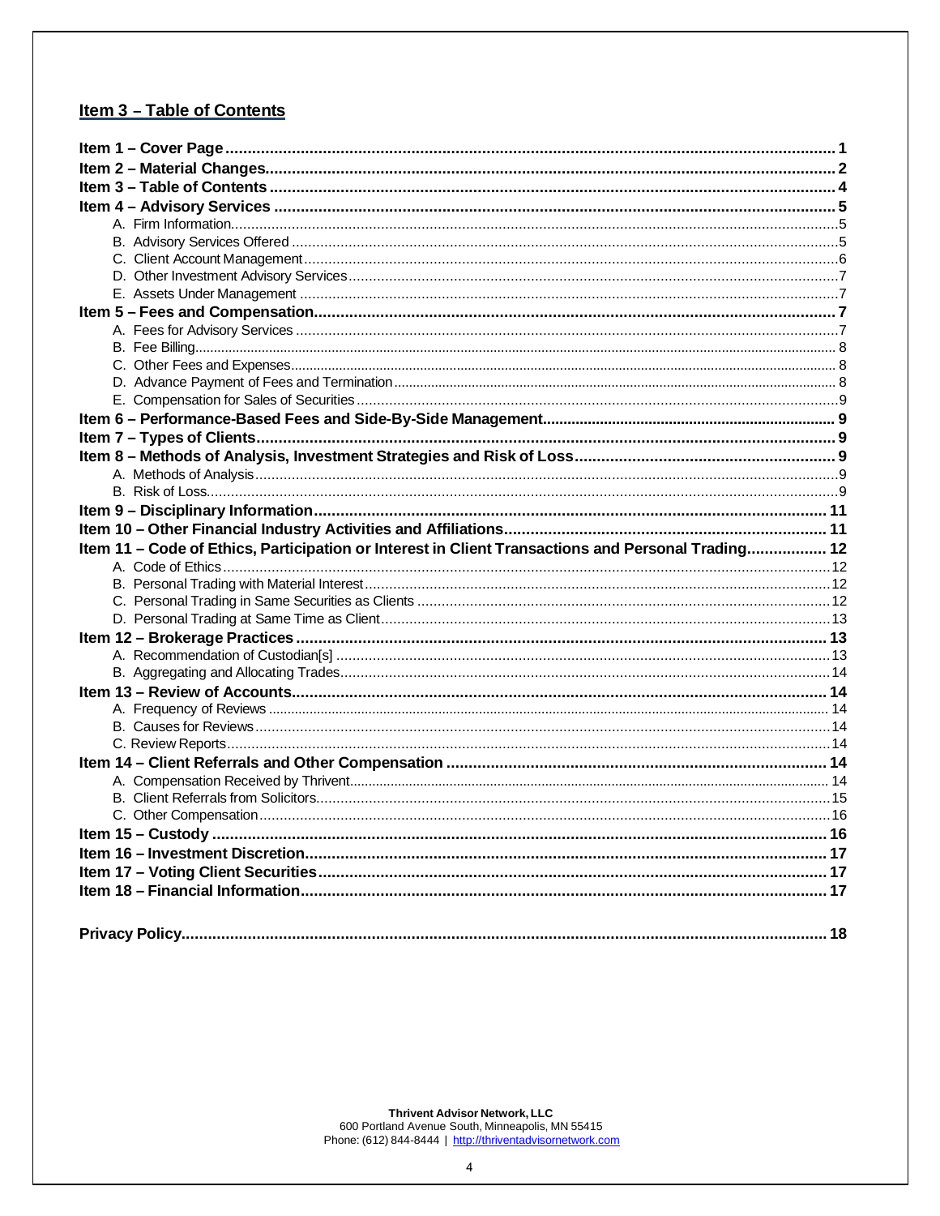## Item 3 – Table of Contents

**Item 1 – Cover Page** ... 1
**Item 2 – Material Changes** ... 2
**Item 3 – Table of Contents** ... 4
**Item 4 – Advisory Services** ... 5
- A. Firm Information ... 5
- B. Advisory Services Offered ... 5
- C. Client Account Management ... 6
- D. Other Investment Advisory Services ... 7
- E. Assets Under Management ... 7

**Item 5 – Fees and Compensation** ... 7
- A. Fees for Advisory Services ... 7
- B. Fee Billing ... 8
- C. Other Fees and Expenses ... 8
- D. Advance Payment of Fees and Termination ... 8
- E. Compensation for Sales of Securities ... 9

**Item 6 – Performance-Based Fees and Side-By-Side Management** ... 9
**Item 7 – Types of Clients** ... 9
**Item 8 – Methods of Analysis, Investment Strategies and Risk of Loss** ... 9
- A. Methods of Analysis ... 9
- B. Risk of Loss ... 9

**Item 9 – Disciplinary Information** ... 11
**Item 10 – Other Financial Industry Activities and Affiliations** ... 11
**Item 11 – Code of Ethics, Participation or Interest in Client Transactions and Personal Trading** ... 12
- A. Code of Ethics ... 12
- B. Personal Trading with Material Interest ... 12
- C. Personal Trading in Same Securities as Clients ... 12
- D. Personal Trading at Same Time as Client ... 13

**Item 12 – Brokerage Practices** ... 13
- A. Recommendation of Custodian[s] ... 13
- B. Aggregating and Allocating Trades ... 14

**Item 13 – Review of Accounts** ... 14
- A. Frequency of Reviews ... 14
- B. Causes for Reviews ... 14
- C. Review Reports ... 14

**Item 14 – Client Referrals and Other Compensation** ... 14
- A. Compensation Received by Thrivent ... 14
- B. Client Referrals from Solicitors ... 15
- C. Other Compensation ... 16

**Item 15 – Custody** ... 16
**Item 16 – Investment Discretion** ... 17
**Item 17 – Voting Client Securities** ... 17
**Item 18 – Financial Information** ... 17

**Privacy Policy** ... 18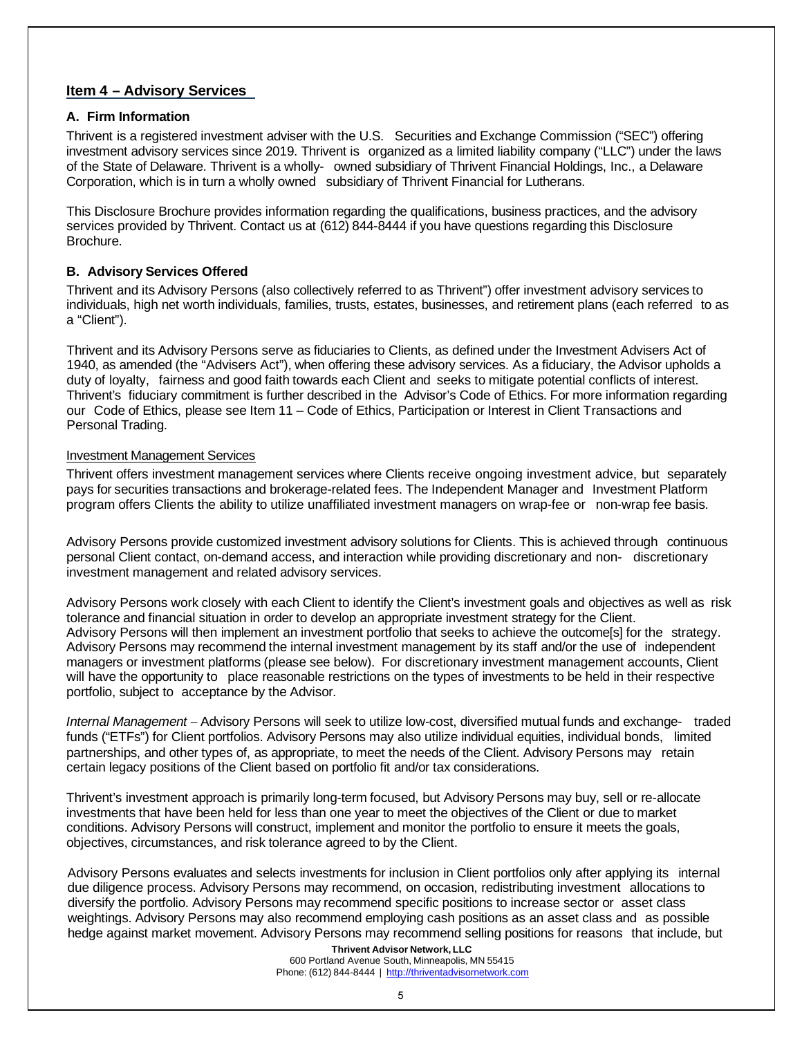## Item 4 – Advisory Services

### A. Firm Information

Thrivent is a registered investment adviser with the U.S. Securities and Exchange Commission ("SEC") offering investment advisory services since 2019. Thrivent is organized as a limited liability company ("LLC") under the laws of the State of Delaware. Thrivent is a wholly- owned subsidiary of Thrivent Financial Holdings, Inc., a Delaware Corporation, which is in turn a wholly owned subsidiary of Thrivent Financial for Lutherans.

This Disclosure Brochure provides information regarding the qualifications, business practices, and the advisory services provided by Thrivent. Contact us at (612) 844-8444 if you have questions regarding this Disclosure Brochure.

### B. Advisory Services Offered

Thrivent and its Advisory Persons (also collectively referred to as Thrivent") offer investment advisory services to individuals, high net worth individuals, families, trusts, estates, businesses, and retirement plans (each referred to as a "Client").

Thrivent and its Advisory Persons serve as fiduciaries to Clients, as defined under the Investment Advisers Act of 1940, as amended (the "Advisers Act"), when offering these advisory services. As a fiduciary, the Advisor upholds a duty of loyalty, fairness and good faith towards each Client and seeks to mitigate potential conflicts of interest. Thrivent's fiduciary commitment is further described in the Advisor's Code of Ethics. For more information regarding our Code of Ethics, please see Item 11 – Code of Ethics, Participation or Interest in Client Transactions and Personal Trading.

Investment Management Services

Thrivent offers investment management services where Clients receive ongoing investment advice, but separately pays for securities transactions and brokerage-related fees. The Independent Manager and Investment Platform program offers Clients the ability to utilize unaffiliated investment managers on wrap-fee or non-wrap fee basis.

Advisory Persons provide customized investment advisory solutions for Clients. This is achieved through continuous personal Client contact, on-demand access, and interaction while providing discretionary and non- discretionary investment management and related advisory services.

Advisory Persons work closely with each Client to identify the Client's investment goals and objectives as well as risk tolerance and financial situation in order to develop an appropriate investment strategy for the Client. Advisory Persons will then implement an investment portfolio that seeks to achieve the outcome[s] for the strategy. Advisory Persons may recommend the internal investment management by its staff and/or the use of independent managers or investment platforms (please see below). For discretionary investment management accounts, Client will have the opportunity to place reasonable restrictions on the types of investments to be held in their respective portfolio, subject to acceptance by the Advisor.

*Internal Management* – Advisory Persons will seek to utilize low-cost, diversified mutual funds and exchange- traded funds ("ETFs") for Client portfolios. Advisory Persons may also utilize individual equities, individual bonds, limited partnerships, and other types of, as appropriate, to meet the needs of the Client. Advisory Persons may retain certain legacy positions of the Client based on portfolio fit and/or tax considerations.

Thrivent's investment approach is primarily long-term focused, but Advisory Persons may buy, sell or re-allocate investments that have been held for less than one year to meet the objectives of the Client or due to market conditions. Advisory Persons will construct, implement and monitor the portfolio to ensure it meets the goals, objectives, circumstances, and risk tolerance agreed to by the Client.

Advisory Persons evaluates and selects investments for inclusion in Client portfolios only after applying its internal due diligence process. Advisory Persons may recommend, on occasion, redistributing investment allocations to diversify the portfolio. Advisory Persons may recommend specific positions to increase sector or asset class weightings. Advisory Persons may also recommend employing cash positions as an asset class and as possible hedge against market movement. Advisory Persons may recommend selling positions for reasons that include, but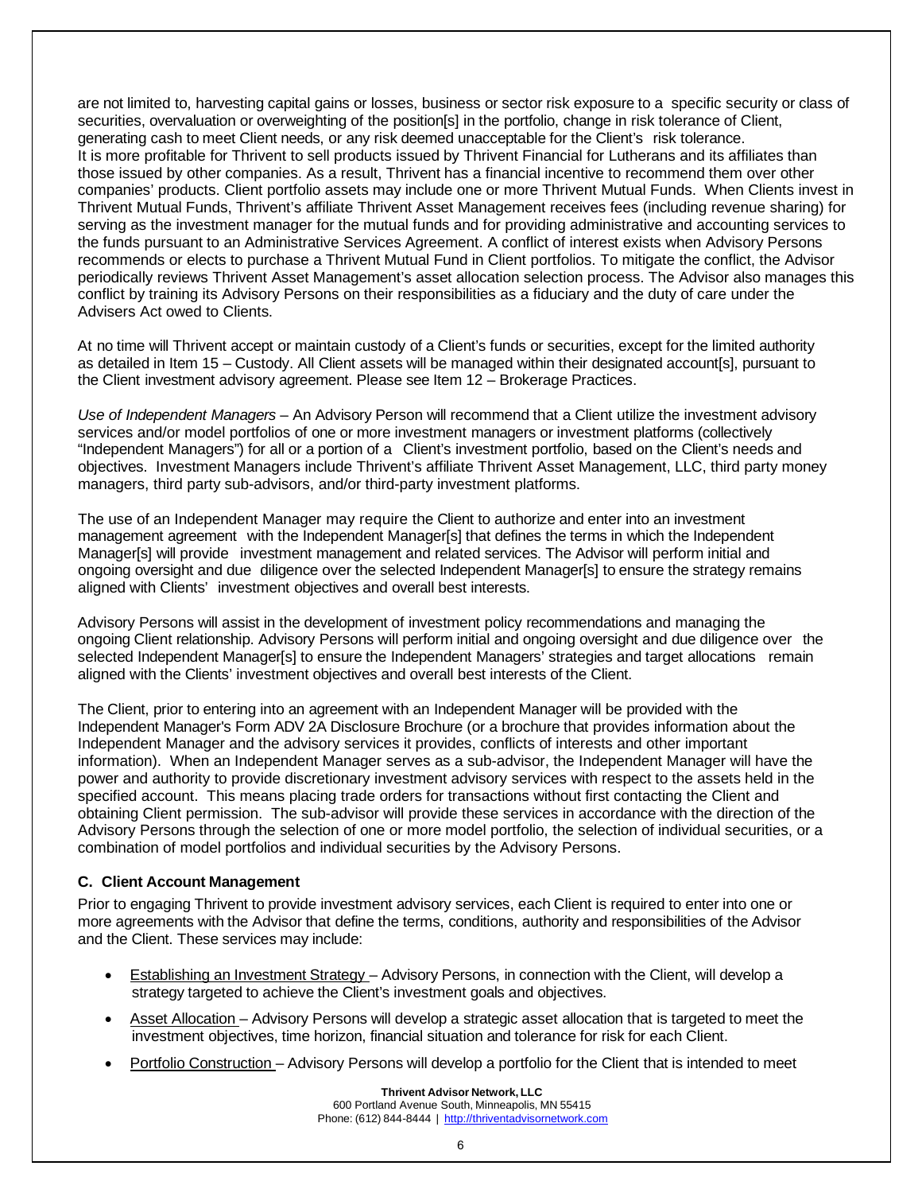are not limited to, harvesting capital gains or losses, business or sector risk exposure to a specific security or class of securities, overvaluation or overweighting of the position[s] in the portfolio, change in risk tolerance of Client, generating cash to meet Client needs, or any risk deemed unacceptable for the Client's risk tolerance.
It is more profitable for Thrivent to sell products issued by Thrivent Financial for Lutherans and its affiliates than those issued by other companies. As a result, Thrivent has a financial incentive to recommend them over other companies' products. Client portfolio assets may include one or more Thrivent Mutual Funds. When Clients invest in Thrivent Mutual Funds, Thrivent's affiliate Thrivent Asset Management receives fees (including revenue sharing) for serving as the investment manager for the mutual funds and for providing administrative and accounting services to the funds pursuant to an Administrative Services Agreement. A conflict of interest exists when Advisory Persons recommends or elects to purchase a Thrivent Mutual Fund in Client portfolios. To mitigate the conflict, the Advisor periodically reviews Thrivent Asset Management's asset allocation selection process. The Advisor also manages this conflict by training its Advisory Persons on their responsibilities as a fiduciary and the duty of care under the Advisers Act owed to Clients.

At no time will Thrivent accept or maintain custody of a Client's funds or securities, except for the limited authority as detailed in Item 15 – Custody. All Client assets will be managed within their designated account[s], pursuant to the Client investment advisory agreement. Please see Item 12 – Brokerage Practices.

*Use of Independent Managers* – An Advisory Person will recommend that a Client utilize the investment advisory services and/or model portfolios of one or more investment managers or investment platforms (collectively "Independent Managers") for all or a portion of a Client's investment portfolio, based on the Client's needs and objectives. Investment Managers include Thrivent's affiliate Thrivent Asset Management, LLC, third party money managers, third party sub-advisors, and/or third-party investment platforms.

The use of an Independent Manager may require the Client to authorize and enter into an investment management agreement with the Independent Manager[s] that defines the terms in which the Independent Manager[s] will provide investment management and related services. The Advisor will perform initial and ongoing oversight and due diligence over the selected Independent Manager[s] to ensure the strategy remains aligned with Clients' investment objectives and overall best interests.

Advisory Persons will assist in the development of investment policy recommendations and managing the ongoing Client relationship. Advisory Persons will perform initial and ongoing oversight and due diligence over the selected Independent Manager[s] to ensure the Independent Managers' strategies and target allocations remain aligned with the Clients' investment objectives and overall best interests of the Client.

The Client, prior to entering into an agreement with an Independent Manager will be provided with the Independent Manager's Form ADV 2A Disclosure Brochure (or a brochure that provides information about the Independent Manager and the advisory services it provides, conflicts of interests and other important information). When an Independent Manager serves as a sub-advisor, the Independent Manager will have the power and authority to provide discretionary investment advisory services with respect to the assets held in the specified account. This means placing trade orders for transactions without first contacting the Client and obtaining Client permission. The sub-advisor will provide these services in accordance with the direction of the Advisory Persons through the selection of one or more model portfolio, the selection of individual securities, or a combination of model portfolios and individual securities by the Advisory Persons.

### C. Client Account Management

Prior to engaging Thrivent to provide investment advisory services, each Client is required to enter into one or more agreements with the Advisor that define the terms, conditions, authority and responsibilities of the Advisor and the Client. These services may include:

- Establishing an Investment Strategy – Advisory Persons, in connection with the Client, will develop a strategy targeted to achieve the Client's investment goals and objectives.
- Asset Allocation – Advisory Persons will develop a strategic asset allocation that is targeted to meet the investment objectives, time horizon, financial situation and tolerance for risk for each Client.
- Portfolio Construction – Advisory Persons will develop a portfolio for the Client that is intended to meet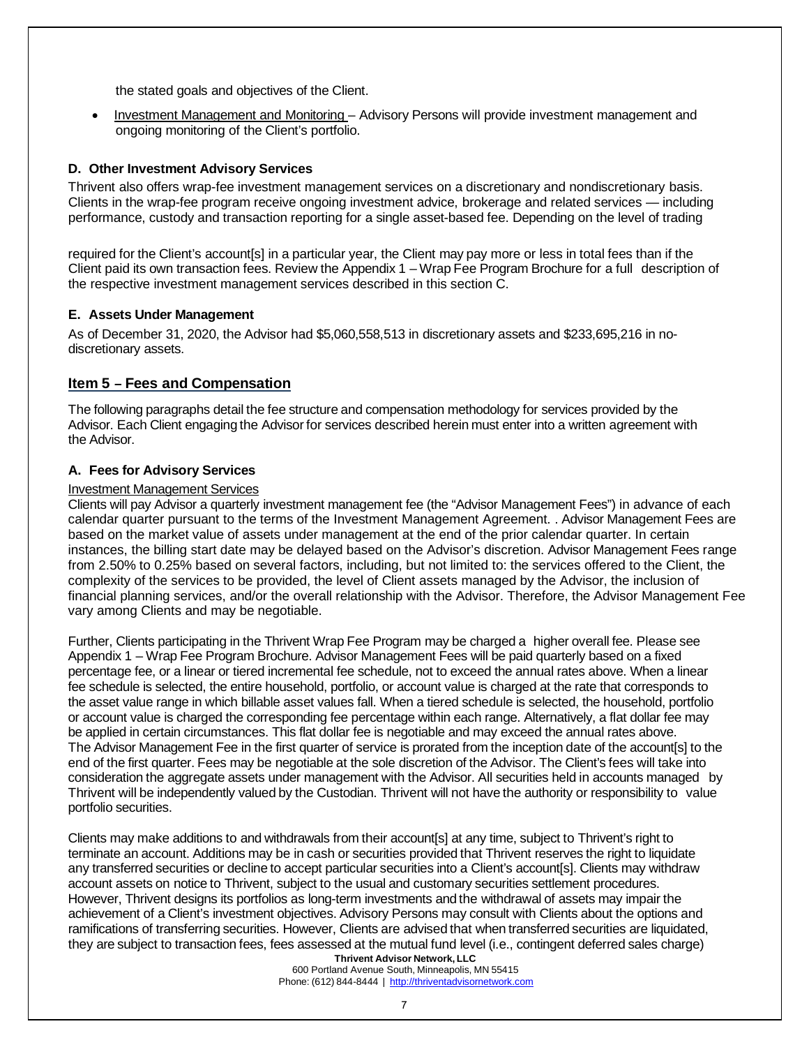the stated goals and objectives of the Client.

- Investment Management and Monitoring – Advisory Persons will provide investment management and ongoing monitoring of the Client's portfolio.

### D. Other Investment Advisory Services

Thrivent also offers wrap-fee investment management services on a discretionary and nondiscretionary basis. Clients in the wrap-fee program receive ongoing investment advice, brokerage and related services — including performance, custody and transaction reporting for a single asset-based fee. Depending on the level of trading required for the Client's account[s] in a particular year, the Client may pay more or less in total fees than if the Client paid its own transaction fees. Review the Appendix 1 – Wrap Fee Program Brochure for a full description of the respective investment management services described in this section C.

### E. Assets Under Management

As of December 31, 2020, the Advisor had $5,060,558,513 in discretionary assets and $233,695,216 in no-discretionary assets.

## Item 5 – Fees and Compensation

The following paragraphs detail the fee structure and compensation methodology for services provided by the Advisor. Each Client engaging the Advisor for services described herein must enter into a written agreement with the Advisor.

### A. Fees for Advisory Services

Investment Management Services

Clients will pay Advisor a quarterly investment management fee (the "Advisor Management Fees") in advance of each calendar quarter pursuant to the terms of the Investment Management Agreement. . Advisor Management Fees are based on the market value of assets under management at the end of the prior calendar quarter. In certain instances, the billing start date may be delayed based on the Advisor's discretion. Advisor Management Fees range from 2.50% to 0.25% based on several factors, including, but not limited to: the services offered to the Client, the complexity of the services to be provided, the level of Client assets managed by the Advisor, the inclusion of financial planning services, and/or the overall relationship with the Advisor. Therefore, the Advisor Management Fee vary among Clients and may be negotiable.

Further, Clients participating in the Thrivent Wrap Fee Program may be charged a higher overall fee. Please see Appendix 1 – Wrap Fee Program Brochure. Advisor Management Fees will be paid quarterly based on a fixed percentage fee, or a linear or tiered incremental fee schedule, not to exceed the annual rates above. When a linear fee schedule is selected, the entire household, portfolio, or account value is charged at the rate that corresponds to the asset value range in which billable asset values fall. When a tiered schedule is selected, the household, portfolio or account value is charged the corresponding fee percentage within each range. Alternatively, a flat dollar fee may be applied in certain circumstances. This flat dollar fee is negotiable and may exceed the annual rates above. The Advisor Management Fee in the first quarter of service is prorated from the inception date of the account[s] to the end of the first quarter. Fees may be negotiable at the sole discretion of the Advisor. The Client's fees will take into consideration the aggregate assets under management with the Advisor. All securities held in accounts managed by Thrivent will be independently valued by the Custodian. Thrivent will not have the authority or responsibility to value portfolio securities.

Clients may make additions to and withdrawals from their account[s] at any time, subject to Thrivent's right to terminate an account. Additions may be in cash or securities provided that Thrivent reserves the right to liquidate any transferred securities or decline to accept particular securities into a Client's account[s]. Clients may withdraw account assets on notice to Thrivent, subject to the usual and customary securities settlement procedures. However, Thrivent designs its portfolios as long-term investments and the withdrawal of assets may impair the achievement of a Client's investment objectives. Advisory Persons may consult with Clients about the options and ramifications of transferring securities. However, Clients are advised that when transferred securities are liquidated, they are subject to transaction fees, fees assessed at the mutual fund level (i.e., contingent deferred sales charge)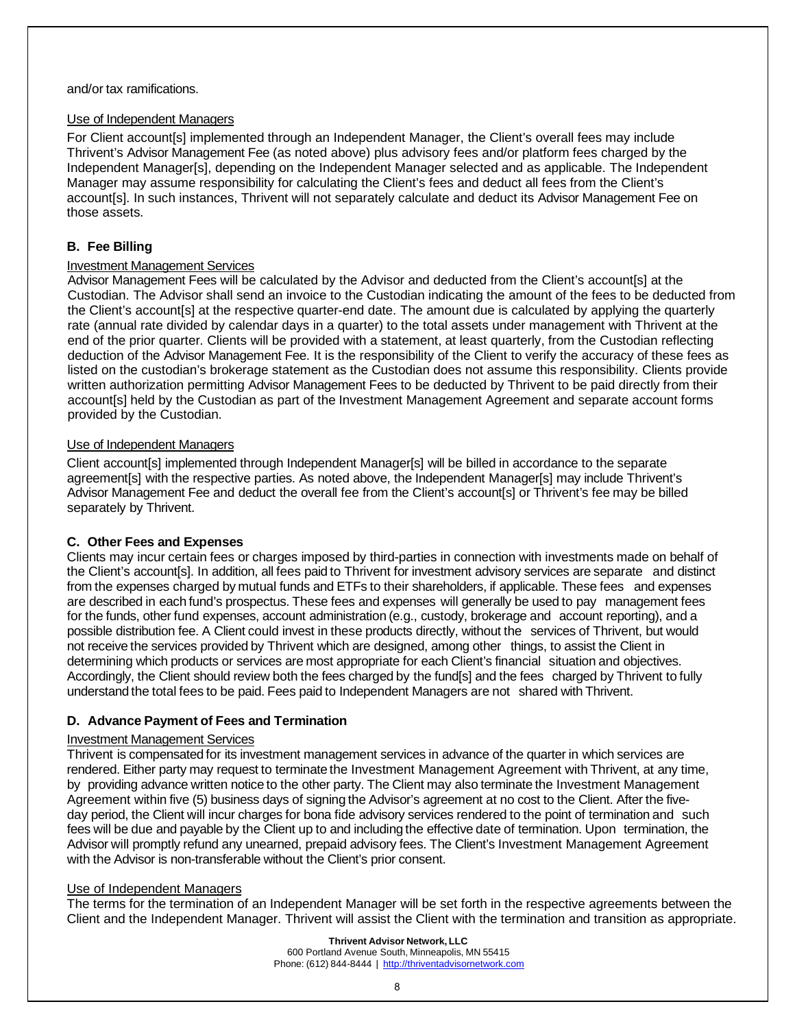and/or tax ramifications.

Use of Independent Managers

For Client account[s] implemented through an Independent Manager, the Client's overall fees may include Thrivent's Advisor Management Fee (as noted above) plus advisory fees and/or platform fees charged by the Independent Manager[s], depending on the Independent Manager selected and as applicable. The Independent Manager may assume responsibility for calculating the Client's fees and deduct all fees from the Client's account[s]. In such instances, Thrivent will not separately calculate and deduct its Advisor Management Fee on those assets.

### B. Fee Billing

Investment Management Services

Advisor Management Fees will be calculated by the Advisor and deducted from the Client's account[s] at the Custodian. The Advisor shall send an invoice to the Custodian indicating the amount of the fees to be deducted from the Client's account[s] at the respective quarter-end date. The amount due is calculated by applying the quarterly rate (annual rate divided by calendar days in a quarter) to the total assets under management with Thrivent at the end of the prior quarter. Clients will be provided with a statement, at least quarterly, from the Custodian reflecting deduction of the Advisor Management Fee. It is the responsibility of the Client to verify the accuracy of these fees as listed on the custodian's brokerage statement as the Custodian does not assume this responsibility. Clients provide written authorization permitting Advisor Management Fees to be deducted by Thrivent to be paid directly from their account[s] held by the Custodian as part of the Investment Management Agreement and separate account forms provided by the Custodian.

Use of Independent Managers

Client account[s] implemented through Independent Manager[s] will be billed in accordance to the separate agreement[s] with the respective parties. As noted above, the Independent Manager[s] may include Thrivent's Advisor Management Fee and deduct the overall fee from the Client's account[s] or Thrivent's fee may be billed separately by Thrivent.

### C. Other Fees and Expenses

Clients may incur certain fees or charges imposed by third-parties in connection with investments made on behalf of the Client's account[s]. In addition, all fees paid to Thrivent for investment advisory services are separate and distinct from the expenses charged by mutual funds and ETFs to their shareholders, if applicable. These fees and expenses are described in each fund's prospectus. These fees and expenses will generally be used to pay management fees for the funds, other fund expenses, account administration (e.g., custody, brokerage and account reporting), and a possible distribution fee. A Client could invest in these products directly, without the services of Thrivent, but would not receive the services provided by Thrivent which are designed, among other things, to assist the Client in determining which products or services are most appropriate for each Client's financial situation and objectives. Accordingly, the Client should review both the fees charged by the fund[s] and the fees charged by Thrivent to fully understand the total fees to be paid. Fees paid to Independent Managers are not shared with Thrivent.

### D. Advance Payment of Fees and Termination

Investment Management Services

Thrivent is compensated for its investment management services in advance of the quarter in which services are rendered. Either party may request to terminate the Investment Management Agreement with Thrivent, at any time, by providing advance written notice to the other party. The Client may also terminate the Investment Management Agreement within five (5) business days of signing the Advisor's agreement at no cost to the Client. After the five-day period, the Client will incur charges for bona fide advisory services rendered to the point of termination and such fees will be due and payable by the Client up to and including the effective date of termination. Upon termination, the Advisor will promptly refund any unearned, prepaid advisory fees. The Client's Investment Management Agreement with the Advisor is non-transferable without the Client's prior consent.

Use of Independent Managers

The terms for the termination of an Independent Manager will be set forth in the respective agreements between the Client and the Independent Manager. Thrivent will assist the Client with the termination and transition as appropriate.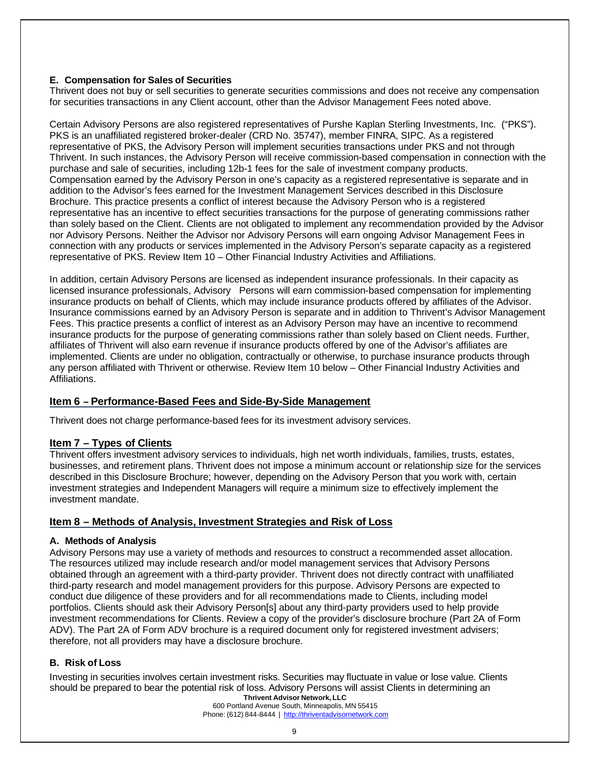### E. Compensation for Sales of Securities

Thrivent does not buy or sell securities to generate securities commissions and does not receive any compensation for securities transactions in any Client account, other than the Advisor Management Fees noted above.

Certain Advisory Persons are also registered representatives of Purshe Kaplan Sterling Investments, Inc. ("PKS"). PKS is an unaffiliated registered broker-dealer (CRD No. 35747), member FINRA, SIPC. As a registered representative of PKS, the Advisory Person will implement securities transactions under PKS and not through Thrivent. In such instances, the Advisory Person will receive commission-based compensation in connection with the purchase and sale of securities, including 12b-1 fees for the sale of investment company products. Compensation earned by the Advisory Person in one's capacity as a registered representative is separate and in addition to the Advisor's fees earned for the Investment Management Services described in this Disclosure Brochure. This practice presents a conflict of interest because the Advisory Person who is a registered representative has an incentive to effect securities transactions for the purpose of generating commissions rather than solely based on the Client. Clients are not obligated to implement any recommendation provided by the Advisor nor Advisory Persons. Neither the Advisor nor Advisory Persons will earn ongoing Advisor Management Fees in connection with any products or services implemented in the Advisory Person's separate capacity as a registered representative of PKS. Review Item 10 – Other Financial Industry Activities and Affiliations.

In addition, certain Advisory Persons are licensed as independent insurance professionals. In their capacity as licensed insurance professionals, Advisory Persons will earn commission-based compensation for implementing insurance products on behalf of Clients, which may include insurance products offered by affiliates of the Advisor. Insurance commissions earned by an Advisory Person is separate and in addition to Thrivent's Advisor Management Fees. This practice presents a conflict of interest as an Advisory Person may have an incentive to recommend insurance products for the purpose of generating commissions rather than solely based on Client needs. Further, affiliates of Thrivent will also earn revenue if insurance products offered by one of the Advisor's affiliates are implemented. Clients are under no obligation, contractually or otherwise, to purchase insurance products through any person affiliated with Thrivent or otherwise. Review Item 10 below – Other Financial Industry Activities and Affiliations.

## Item 6 – Performance-Based Fees and Side-By-Side Management

Thrivent does not charge performance-based fees for its investment advisory services.

## Item 7 – Types of Clients

Thrivent offers investment advisory services to individuals, high net worth individuals, families, trusts, estates, businesses, and retirement plans. Thrivent does not impose a minimum account or relationship size for the services described in this Disclosure Brochure; however, depending on the Advisory Person that you work with, certain investment strategies and Independent Managers will require a minimum size to effectively implement the investment mandate.

## Item 8 – Methods of Analysis, Investment Strategies and Risk of Loss

### A. Methods of Analysis

Advisory Persons may use a variety of methods and resources to construct a recommended asset allocation. The resources utilized may include research and/or model management services that Advisory Persons obtained through an agreement with a third-party provider. Thrivent does not directly contract with unaffiliated third-party research and model management providers for this purpose. Advisory Persons are expected to conduct due diligence of these providers and for all recommendations made to Clients, including model portfolios. Clients should ask their Advisory Person[s] about any third-party providers used to help provide investment recommendations for Clients. Review a copy of the provider's disclosure brochure (Part 2A of Form ADV). The Part 2A of Form ADV brochure is a required document only for registered investment advisers; therefore, not all providers may have a disclosure brochure.

### B. Risk of Loss

Investing in securities involves certain investment risks. Securities may fluctuate in value or lose value. Clients should be prepared to bear the potential risk of loss. Advisory Persons will assist Clients in determining an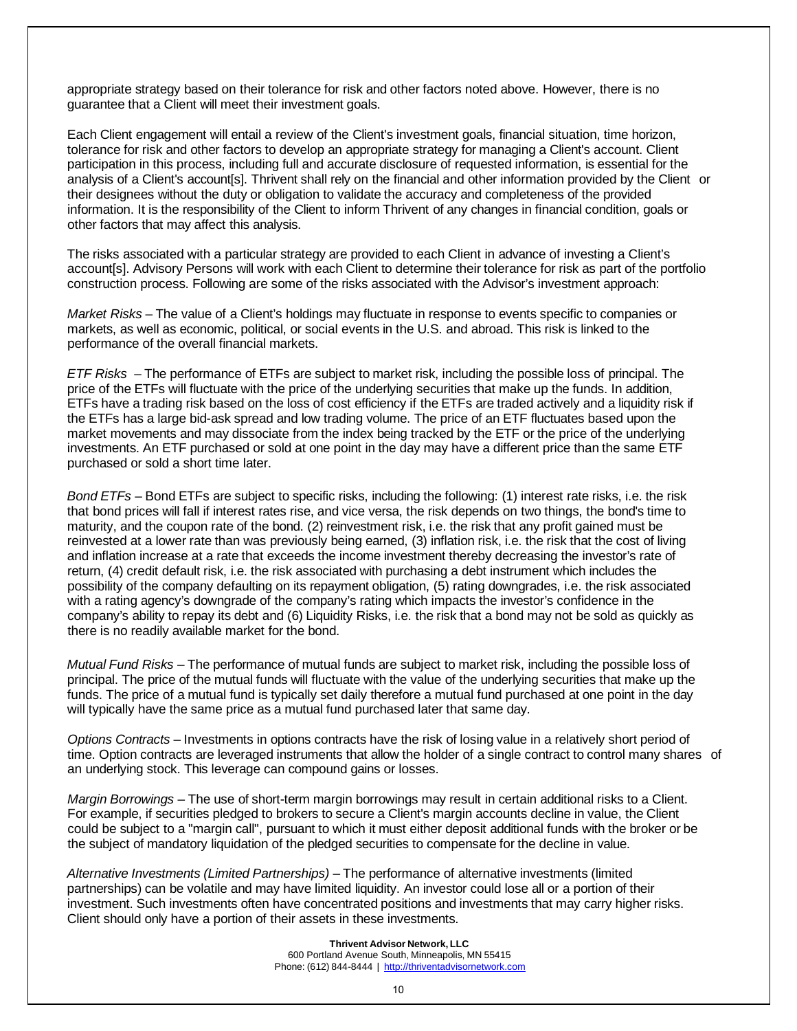appropriate strategy based on their tolerance for risk and other factors noted above. However, there is no guarantee that a Client will meet their investment goals.

Each Client engagement will entail a review of the Client's investment goals, financial situation, time horizon, tolerance for risk and other factors to develop an appropriate strategy for managing a Client's account. Client participation in this process, including full and accurate disclosure of requested information, is essential for the analysis of a Client's account[s]. Thrivent shall rely on the financial and other information provided by the Client or their designees without the duty or obligation to validate the accuracy and completeness of the provided information. It is the responsibility of the Client to inform Thrivent of any changes in financial condition, goals or other factors that may affect this analysis.

The risks associated with a particular strategy are provided to each Client in advance of investing a Client's account[s]. Advisory Persons will work with each Client to determine their tolerance for risk as part of the portfolio construction process. Following are some of the risks associated with the Advisor's investment approach:

*Market Risks* – The value of a Client's holdings may fluctuate in response to events specific to companies or markets, as well as economic, political, or social events in the U.S. and abroad. This risk is linked to the performance of the overall financial markets.

*ETF Risks* – The performance of ETFs are subject to market risk, including the possible loss of principal. The price of the ETFs will fluctuate with the price of the underlying securities that make up the funds. In addition, ETFs have a trading risk based on the loss of cost efficiency if the ETFs are traded actively and a liquidity risk if the ETFs has a large bid-ask spread and low trading volume. The price of an ETF fluctuates based upon the market movements and may dissociate from the index being tracked by the ETF or the price of the underlying investments. An ETF purchased or sold at one point in the day may have a different price than the same ETF purchased or sold a short time later.

*Bond ETFs* – Bond ETFs are subject to specific risks, including the following: (1) interest rate risks, i.e. the risk that bond prices will fall if interest rates rise, and vice versa, the risk depends on two things, the bond's time to maturity, and the coupon rate of the bond. (2) reinvestment risk, i.e. the risk that any profit gained must be reinvested at a lower rate than was previously being earned, (3) inflation risk, i.e. the risk that the cost of living and inflation increase at a rate that exceeds the income investment thereby decreasing the investor's rate of return, (4) credit default risk, i.e. the risk associated with purchasing a debt instrument which includes the possibility of the company defaulting on its repayment obligation, (5) rating downgrades, i.e. the risk associated with a rating agency's downgrade of the company's rating which impacts the investor's confidence in the company's ability to repay its debt and (6) Liquidity Risks, i.e. the risk that a bond may not be sold as quickly as there is no readily available market for the bond.

*Mutual Fund Risks* – The performance of mutual funds are subject to market risk, including the possible loss of principal. The price of the mutual funds will fluctuate with the value of the underlying securities that make up the funds. The price of a mutual fund is typically set daily therefore a mutual fund purchased at one point in the day will typically have the same price as a mutual fund purchased later that same day.

*Options Contracts* – Investments in options contracts have the risk of losing value in a relatively short period of time. Option contracts are leveraged instruments that allow the holder of a single contract to control many shares of an underlying stock. This leverage can compound gains or losses.

*Margin Borrowings* – The use of short-term margin borrowings may result in certain additional risks to a Client. For example, if securities pledged to brokers to secure a Client's margin accounts decline in value, the Client could be subject to a "margin call", pursuant to which it must either deposit additional funds with the broker or be the subject of mandatory liquidation of the pledged securities to compensate for the decline in value.

*Alternative Investments (Limited Partnerships)* – The performance of alternative investments (limited partnerships) can be volatile and may have limited liquidity. An investor could lose all or a portion of their investment. Such investments often have concentrated positions and investments that may carry higher risks. Client should only have a portion of their assets in these investments.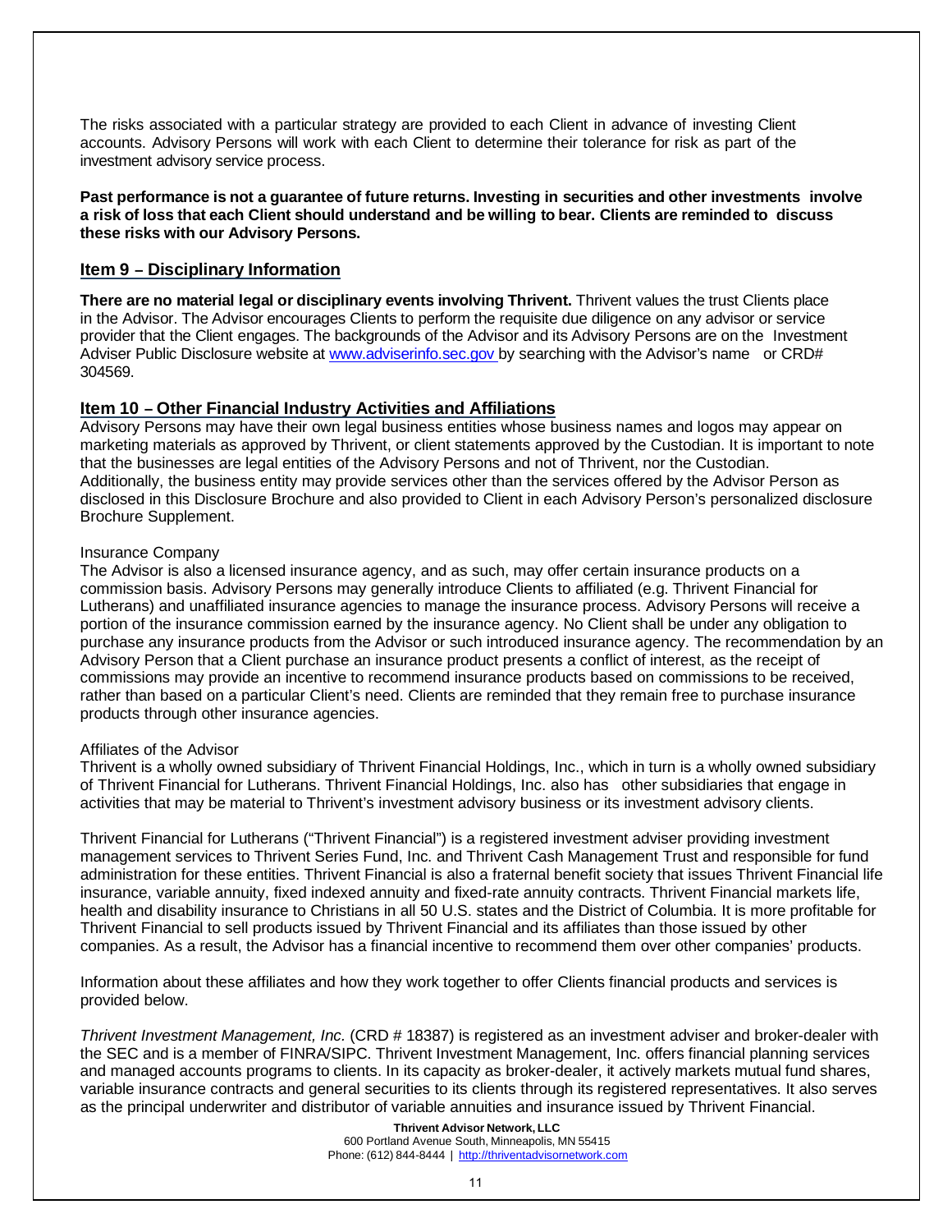The risks associated with a particular strategy are provided to each Client in advance of investing Client accounts. Advisory Persons will work with each Client to determine their tolerance for risk as part of the investment advisory service process.

**Past performance is not a guarantee of future returns. Investing in securities and other investments involve a risk of loss that each Client should understand and be willing to bear. Clients are reminded to discuss these risks with our Advisory Persons.**

## Item 9 – Disciplinary Information

**There are no material legal or disciplinary events involving Thrivent.** Thrivent values the trust Clients place in the Advisor. The Advisor encourages Clients to perform the requisite due diligence on any advisor or service provider that the Client engages. The backgrounds of the Advisor and its Advisory Persons are on the Investment Adviser Public Disclosure website at [www.adviserinfo.sec.gov](http://www.adviserinfo.sec.gov) by searching with the Advisor's name or CRD# 304569.

## Item 10 – Other Financial Industry Activities and Affiliations

Advisory Persons may have their own legal business entities whose business names and logos may appear on marketing materials as approved by Thrivent, or client statements approved by the Custodian. It is important to note that the businesses are legal entities of the Advisory Persons and not of Thrivent, nor the Custodian. Additionally, the business entity may provide services other than the services offered by the Advisor Person as disclosed in this Disclosure Brochure and also provided to Client in each Advisory Person's personalized disclosure Brochure Supplement.

Insurance Company

The Advisor is also a licensed insurance agency, and as such, may offer certain insurance products on a commission basis. Advisory Persons may generally introduce Clients to affiliated (e.g. Thrivent Financial for Lutherans) and unaffiliated insurance agencies to manage the insurance process. Advisory Persons will receive a portion of the insurance commission earned by the insurance agency. No Client shall be under any obligation to purchase any insurance products from the Advisor or such introduced insurance agency. The recommendation by an Advisory Person that a Client purchase an insurance product presents a conflict of interest, as the receipt of commissions may provide an incentive to recommend insurance products based on commissions to be received, rather than based on a particular Client's need. Clients are reminded that they remain free to purchase insurance products through other insurance agencies.

Affiliates of the Advisor

Thrivent is a wholly owned subsidiary of Thrivent Financial Holdings, Inc., which in turn is a wholly owned subsidiary of Thrivent Financial for Lutherans. Thrivent Financial Holdings, Inc. also has other subsidiaries that engage in activities that may be material to Thrivent's investment advisory business or its investment advisory clients.

Thrivent Financial for Lutherans ("Thrivent Financial") is a registered investment adviser providing investment management services to Thrivent Series Fund, Inc. and Thrivent Cash Management Trust and responsible for fund administration for these entities. Thrivent Financial is also a fraternal benefit society that issues Thrivent Financial life insurance, variable annuity, fixed indexed annuity and fixed-rate annuity contracts. Thrivent Financial markets life, health and disability insurance to Christians in all 50 U.S. states and the District of Columbia. It is more profitable for Thrivent Financial to sell products issued by Thrivent Financial and its affiliates than those issued by other companies. As a result, the Advisor has a financial incentive to recommend them over other companies' products.

Information about these affiliates and how they work together to offer Clients financial products and services is provided below.

*Thrivent Investment Management, Inc.* (CRD # 18387) is registered as an investment adviser and broker-dealer with the SEC and is a member of FINRA/SIPC. Thrivent Investment Management, Inc. offers financial planning services and managed accounts programs to clients. In its capacity as broker-dealer, it actively markets mutual fund shares, variable insurance contracts and general securities to its clients through its registered representatives. It also serves as the principal underwriter and distributor of variable annuities and insurance issued by Thrivent Financial.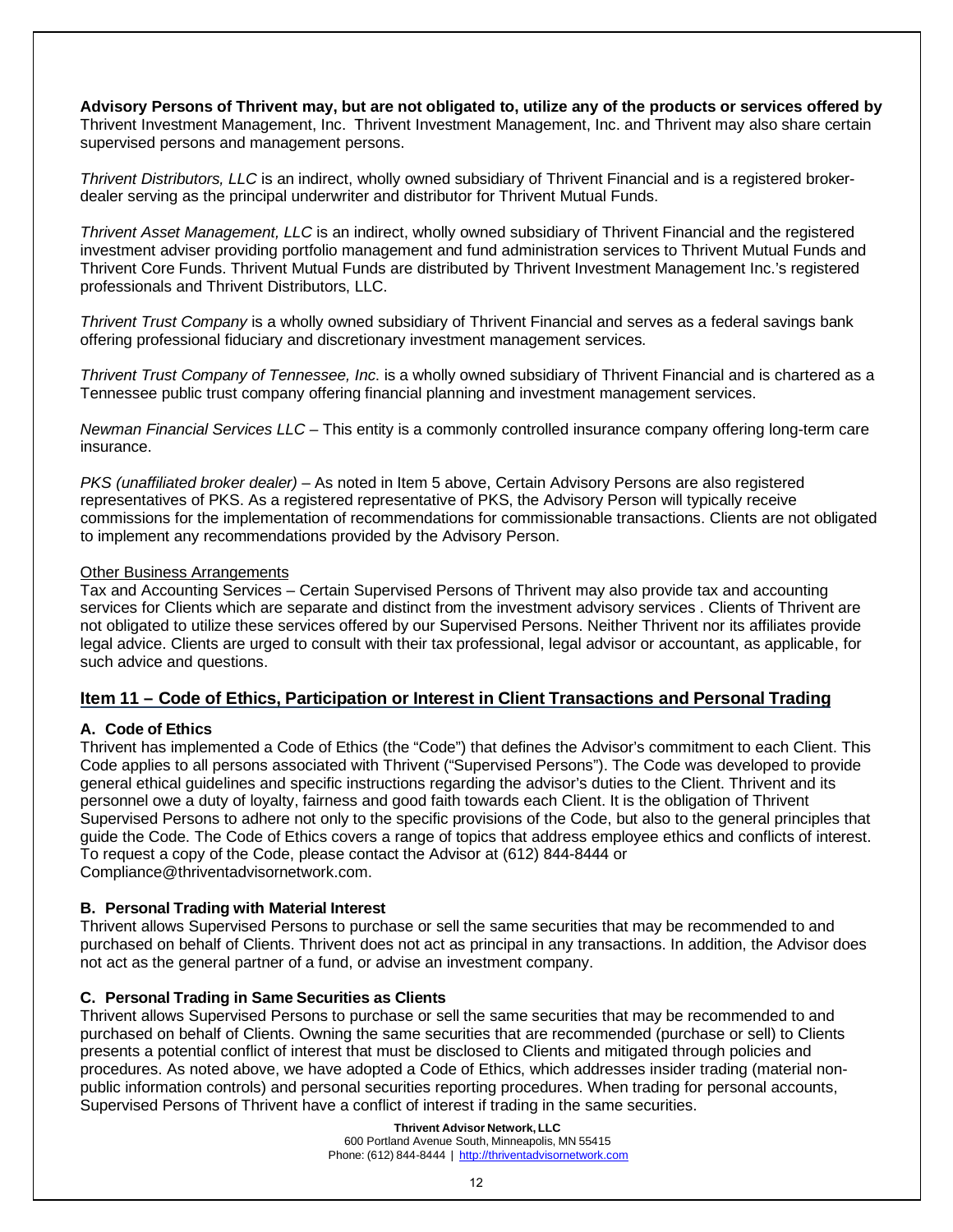**Advisory Persons of Thrivent may, but are not obligated to, utilize any of the products or services offered by** Thrivent Investment Management, Inc. Thrivent Investment Management, Inc. and Thrivent may also share certain supervised persons and management persons.

*Thrivent Distributors, LLC* is an indirect, wholly owned subsidiary of Thrivent Financial and is a registered broker-dealer serving as the principal underwriter and distributor for Thrivent Mutual Funds.

*Thrivent Asset Management, LLC* is an indirect, wholly owned subsidiary of Thrivent Financial and the registered investment adviser providing portfolio management and fund administration services to Thrivent Mutual Funds and Thrivent Core Funds. Thrivent Mutual Funds are distributed by Thrivent Investment Management Inc.'s registered professionals and Thrivent Distributors, LLC.

*Thrivent Trust Company* is a wholly owned subsidiary of Thrivent Financial and serves as a federal savings bank offering professional fiduciary and discretionary investment management services.

*Thrivent Trust Company of Tennessee, Inc.* is a wholly owned subsidiary of Thrivent Financial and is chartered as a Tennessee public trust company offering financial planning and investment management services.

*Newman Financial Services LLC* – This entity is a commonly controlled insurance company offering long-term care insurance.

*PKS (unaffiliated broker dealer)* – As noted in Item 5 above, Certain Advisory Persons are also registered representatives of PKS. As a registered representative of PKS, the Advisory Person will typically receive commissions for the implementation of recommendations for commissionable transactions. Clients are not obligated to implement any recommendations provided by the Advisory Person.

Other Business Arrangements

Tax and Accounting Services – Certain Supervised Persons of Thrivent may also provide tax and accounting services for Clients which are separate and distinct from the investment advisory services . Clients of Thrivent are not obligated to utilize these services offered by our Supervised Persons. Neither Thrivent nor its affiliates provide legal advice. Clients are urged to consult with their tax professional, legal advisor or accountant, as applicable, for such advice and questions.

## Item 11 – Code of Ethics, Participation or Interest in Client Transactions and Personal Trading

### A. Code of Ethics

Thrivent has implemented a Code of Ethics (the "Code") that defines the Advisor's commitment to each Client. This Code applies to all persons associated with Thrivent ("Supervised Persons"). The Code was developed to provide general ethical guidelines and specific instructions regarding the advisor's duties to the Client. Thrivent and its personnel owe a duty of loyalty, fairness and good faith towards each Client. It is the obligation of Thrivent Supervised Persons to adhere not only to the specific provisions of the Code, but also to the general principles that guide the Code. The Code of Ethics covers a range of topics that address employee ethics and conflicts of interest. To request a copy of the Code, please contact the Advisor at (612) 844-8444 or Compliance@thriventadvisornetwork.com.

### B. Personal Trading with Material Interest

Thrivent allows Supervised Persons to purchase or sell the same securities that may be recommended to and purchased on behalf of Clients. Thrivent does not act as principal in any transactions. In addition, the Advisor does not act as the general partner of a fund, or advise an investment company.

### C. Personal Trading in Same Securities as Clients

Thrivent allows Supervised Persons to purchase or sell the same securities that may be recommended to and purchased on behalf of Clients. Owning the same securities that are recommended (purchase or sell) to Clients presents a potential conflict of interest that must be disclosed to Clients and mitigated through policies and procedures. As noted above, we have adopted a Code of Ethics, which addresses insider trading (material non-public information controls) and personal securities reporting procedures. When trading for personal accounts, Supervised Persons of Thrivent have a conflict of interest if trading in the same securities.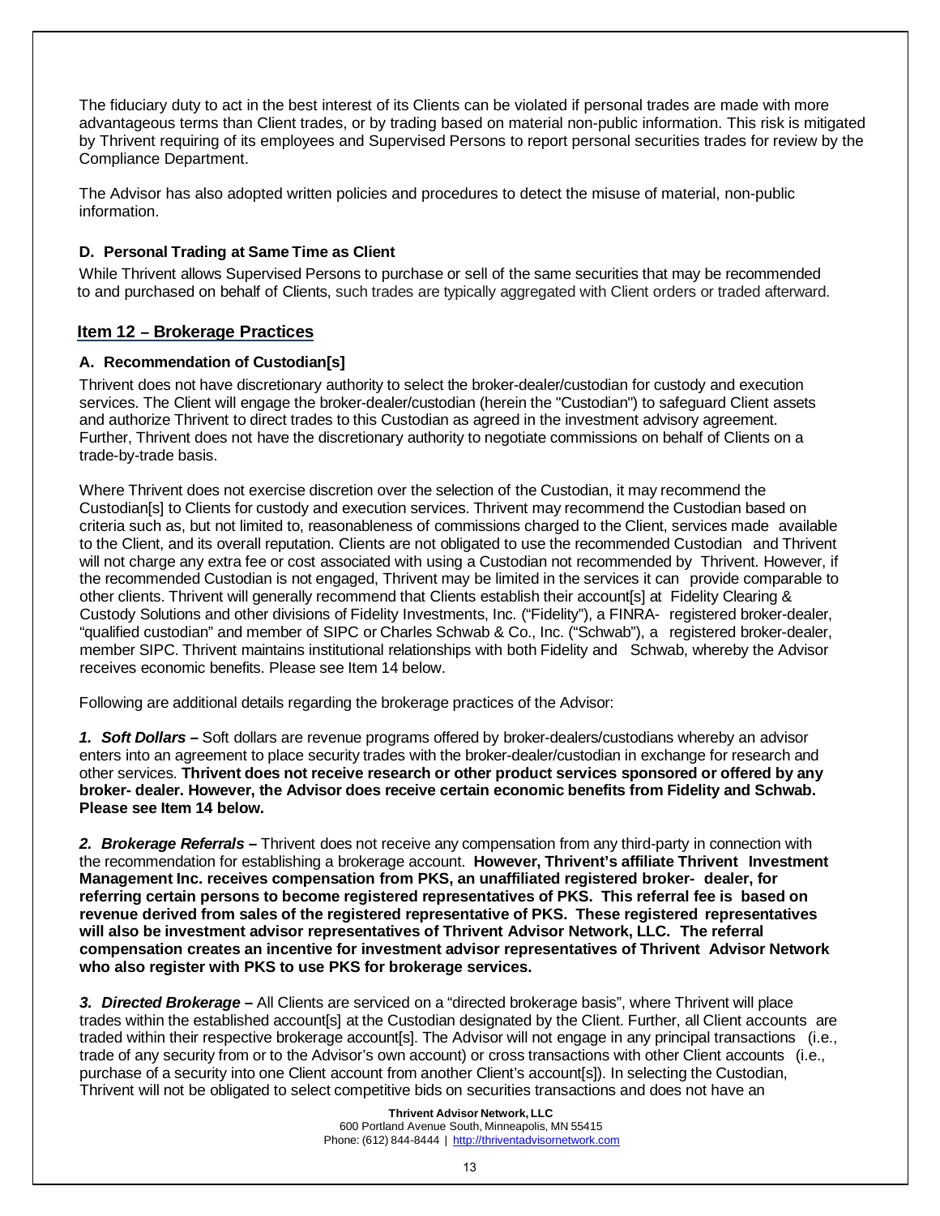The fiduciary duty to act in the best interest of its Clients can be violated if personal trades are made with more advantageous terms than Client trades, or by trading based on material non-public information. This risk is mitigated by Thrivent requiring of its employees and Supervised Persons to report personal securities trades for review by the Compliance Department.

The Advisor has also adopted written policies and procedures to detect the misuse of material, non-public information.

### D. Personal Trading at Same Time as Client

While Thrivent allows Supervised Persons to purchase or sell of the same securities that may be recommended to and purchased on behalf of Clients, such trades are typically aggregated with Client orders or traded afterward.

## Item 12 – Brokerage Practices

### A. Recommendation of Custodian[s]

Thrivent does not have discretionary authority to select the broker-dealer/custodian for custody and execution services. The Client will engage the broker-dealer/custodian (herein the "Custodian") to safeguard Client assets and authorize Thrivent to direct trades to this Custodian as agreed in the investment advisory agreement. Further, Thrivent does not have the discretionary authority to negotiate commissions on behalf of Clients on a trade-by-trade basis.

Where Thrivent does not exercise discretion over the selection of the Custodian, it may recommend the Custodian[s] to Clients for custody and execution services. Thrivent may recommend the Custodian based on criteria such as, but not limited to, reasonableness of commissions charged to the Client, services made available to the Client, and its overall reputation. Clients are not obligated to use the recommended Custodian and Thrivent will not charge any extra fee or cost associated with using a Custodian not recommended by Thrivent. However, if the recommended Custodian is not engaged, Thrivent may be limited in the services it can provide comparable to other clients. Thrivent will generally recommend that Clients establish their account[s] at Fidelity Clearing & Custody Solutions and other divisions of Fidelity Investments, Inc. ("Fidelity"), a FINRA- registered broker-dealer, "qualified custodian" and member of SIPC or Charles Schwab & Co., Inc. ("Schwab"), a registered broker-dealer, member SIPC. Thrivent maintains institutional relationships with both Fidelity and Schwab, whereby the Advisor receives economic benefits. Please see Item 14 below.

Following are additional details regarding the brokerage practices of the Advisor:

***1. Soft Dollars*** **–** Soft dollars are revenue programs offered by broker-dealers/custodians whereby an advisor enters into an agreement to place security trades with the broker-dealer/custodian in exchange for research and other services. **Thrivent does not receive research or other product services sponsored or offered by any broker- dealer. However, the Advisor does receive certain economic benefits from Fidelity and Schwab. Please see Item 14 below.**

***2. Brokerage Referrals*** **–** Thrivent does not receive any compensation from any third-party in connection with the recommendation for establishing a brokerage account. **However, Thrivent's affiliate Thrivent Investment Management Inc. receives compensation from PKS, an unaffiliated registered broker- dealer, for referring certain persons to become registered representatives of PKS. This referral fee is based on revenue derived from sales of the registered representative of PKS. These registered representatives will also be investment advisor representatives of Thrivent Advisor Network, LLC. The referral compensation creates an incentive for investment advisor representatives of Thrivent Advisor Network who also register with PKS to use PKS for brokerage services.**

***3. Directed Brokerage*** **–** All Clients are serviced on a "directed brokerage basis", where Thrivent will place trades within the established account[s] at the Custodian designated by the Client. Further, all Client accounts are traded within their respective brokerage account[s]. The Advisor will not engage in any principal transactions (i.e., trade of any security from or to the Advisor's own account) or cross transactions with other Client accounts (i.e., purchase of a security into one Client account from another Client's account[s]). In selecting the Custodian, Thrivent will not be obligated to select competitive bids on securities transactions and does not have an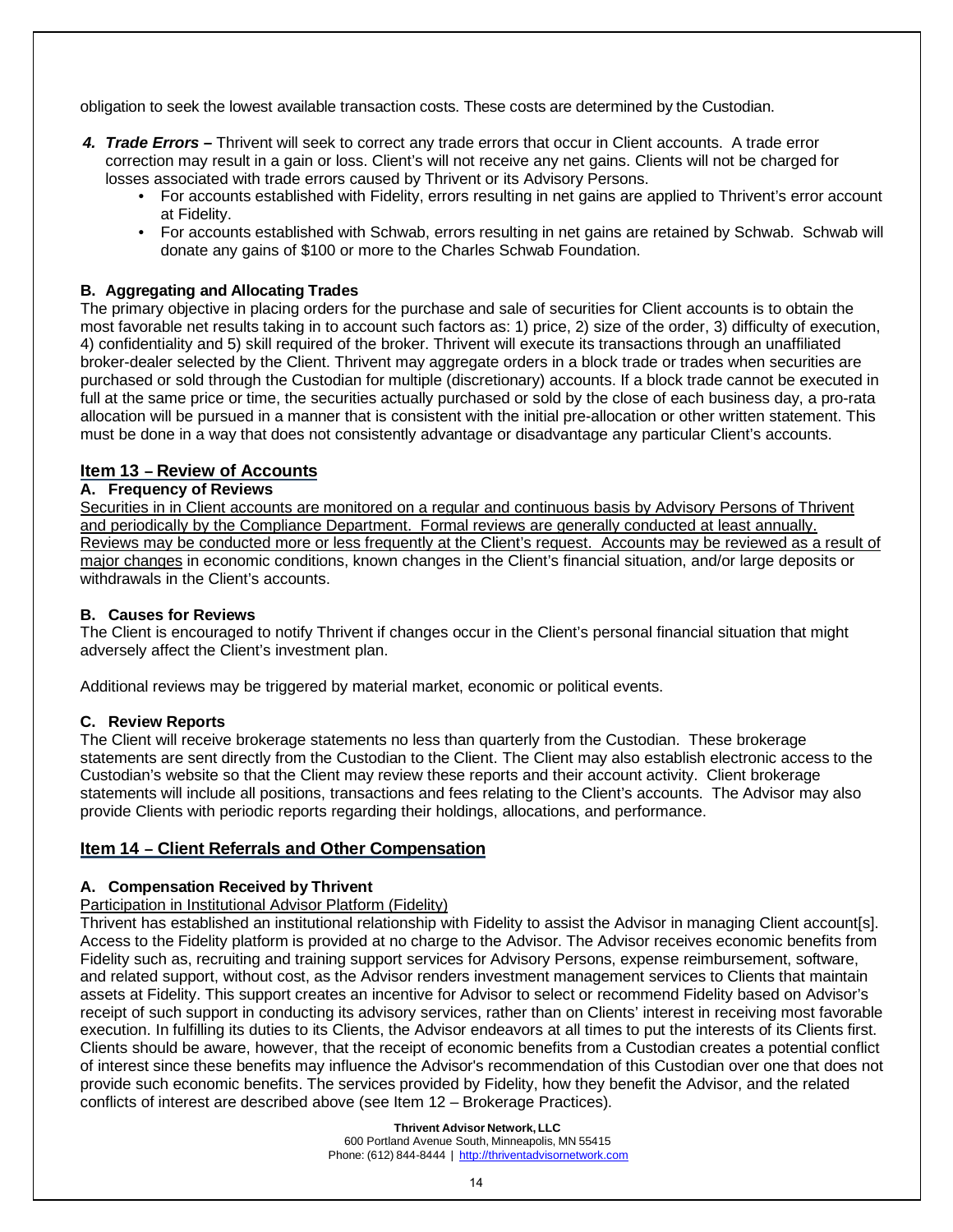obligation to seek the lowest available transaction costs. These costs are determined by the Custodian.

4. ***Trade Errors –*** Thrivent will seek to correct any trade errors that occur in Client accounts. A trade error correction may result in a gain or loss. Client's will not receive any net gains. Clients will not be charged for losses associated with trade errors caused by Thrivent or its Advisory Persons.
   - For accounts established with Fidelity, errors resulting in net gains are applied to Thrivent's error account at Fidelity.
   - For accounts established with Schwab, errors resulting in net gains are retained by Schwab. Schwab will donate any gains of $100 or more to the Charles Schwab Foundation.

### B. Aggregating and Allocating Trades

The primary objective in placing orders for the purchase and sale of securities for Client accounts is to obtain the most favorable net results taking in to account such factors as: 1) price, 2) size of the order, 3) difficulty of execution, 4) confidentiality and 5) skill required of the broker. Thrivent will execute its transactions through an unaffiliated broker-dealer selected by the Client. Thrivent may aggregate orders in a block trade or trades when securities are purchased or sold through the Custodian for multiple (discretionary) accounts. If a block trade cannot be executed in full at the same price or time, the securities actually purchased or sold by the close of each business day, a pro-rata allocation will be pursued in a manner that is consistent with the initial pre-allocation or other written statement. This must be done in a way that does not consistently advantage or disadvantage any particular Client's accounts.

## Item 13 – Review of Accounts

### A. Frequency of Reviews

Securities in in Client accounts are monitored on a regular and continuous basis by Advisory Persons of Thrivent and periodically by the Compliance Department. Formal reviews are generally conducted at least annually. Reviews may be conducted more or less frequently at the Client's request. Accounts may be reviewed as a result of major changes in economic conditions, known changes in the Client's financial situation, and/or large deposits or withdrawals in the Client's accounts.

### B. Causes for Reviews

The Client is encouraged to notify Thrivent if changes occur in the Client's personal financial situation that might adversely affect the Client's investment plan.

Additional reviews may be triggered by material market, economic or political events.

### C. Review Reports

The Client will receive brokerage statements no less than quarterly from the Custodian. These brokerage statements are sent directly from the Custodian to the Client. The Client may also establish electronic access to the Custodian's website so that the Client may review these reports and their account activity. Client brokerage statements will include all positions, transactions and fees relating to the Client's accounts. The Advisor may also provide Clients with periodic reports regarding their holdings, allocations, and performance.

## Item 14 – Client Referrals and Other Compensation

### A. Compensation Received by Thrivent

Participation in Institutional Advisor Platform (Fidelity)

Thrivent has established an institutional relationship with Fidelity to assist the Advisor in managing Client account[s]. Access to the Fidelity platform is provided at no charge to the Advisor. The Advisor receives economic benefits from Fidelity such as, recruiting and training support services for Advisory Persons, expense reimbursement, software, and related support, without cost, as the Advisor renders investment management services to Clients that maintain assets at Fidelity. This support creates an incentive for Advisor to select or recommend Fidelity based on Advisor's receipt of such support in conducting its advisory services, rather than on Clients' interest in receiving most favorable execution. In fulfilling its duties to its Clients, the Advisor endeavors at all times to put the interests of its Clients first. Clients should be aware, however, that the receipt of economic benefits from a Custodian creates a potential conflict of interest since these benefits may influence the Advisor's recommendation of this Custodian over one that does not provide such economic benefits. The services provided by Fidelity, how they benefit the Advisor, and the related conflicts of interest are described above (see Item 12 – Brokerage Practices).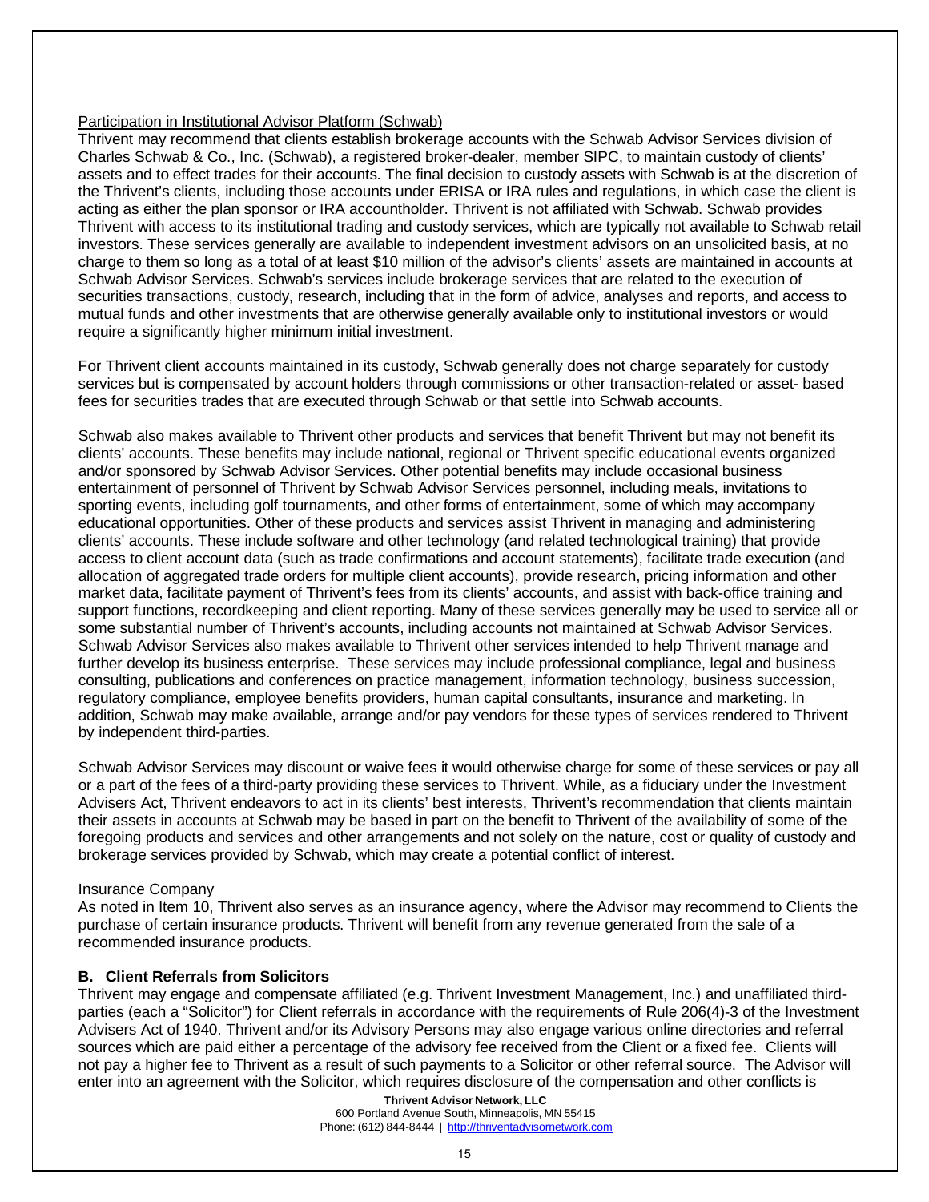Participation in Institutional Advisor Platform (Schwab)

Thrivent may recommend that clients establish brokerage accounts with the Schwab Advisor Services division of Charles Schwab & Co., Inc. (Schwab), a registered broker-dealer, member SIPC, to maintain custody of clients' assets and to effect trades for their accounts. The final decision to custody assets with Schwab is at the discretion of the Thrivent's clients, including those accounts under ERISA or IRA rules and regulations, in which case the client is acting as either the plan sponsor or IRA accountholder. Thrivent is not affiliated with Schwab. Schwab provides Thrivent with access to its institutional trading and custody services, which are typically not available to Schwab retail investors. These services generally are available to independent investment advisors on an unsolicited basis, at no charge to them so long as a total of at least $10 million of the advisor's clients' assets are maintained in accounts at Schwab Advisor Services. Schwab's services include brokerage services that are related to the execution of securities transactions, custody, research, including that in the form of advice, analyses and reports, and access to mutual funds and other investments that are otherwise generally available only to institutional investors or would require a significantly higher minimum initial investment.

For Thrivent client accounts maintained in its custody, Schwab generally does not charge separately for custody services but is compensated by account holders through commissions or other transaction-related or asset- based fees for securities trades that are executed through Schwab or that settle into Schwab accounts.

Schwab also makes available to Thrivent other products and services that benefit Thrivent but may not benefit its clients' accounts. These benefits may include national, regional or Thrivent specific educational events organized and/or sponsored by Schwab Advisor Services. Other potential benefits may include occasional business entertainment of personnel of Thrivent by Schwab Advisor Services personnel, including meals, invitations to sporting events, including golf tournaments, and other forms of entertainment, some of which may accompany educational opportunities. Other of these products and services assist Thrivent in managing and administering clients' accounts. These include software and other technology (and related technological training) that provide access to client account data (such as trade confirmations and account statements), facilitate trade execution (and allocation of aggregated trade orders for multiple client accounts), provide research, pricing information and other market data, facilitate payment of Thrivent's fees from its clients' accounts, and assist with back-office training and support functions, recordkeeping and client reporting. Many of these services generally may be used to service all or some substantial number of Thrivent's accounts, including accounts not maintained at Schwab Advisor Services. Schwab Advisor Services also makes available to Thrivent other services intended to help Thrivent manage and further develop its business enterprise. These services may include professional compliance, legal and business consulting, publications and conferences on practice management, information technology, business succession, regulatory compliance, employee benefits providers, human capital consultants, insurance and marketing. In addition, Schwab may make available, arrange and/or pay vendors for these types of services rendered to Thrivent by independent third-parties.

Schwab Advisor Services may discount or waive fees it would otherwise charge for some of these services or pay all or a part of the fees of a third-party providing these services to Thrivent. While, as a fiduciary under the Investment Advisers Act, Thrivent endeavors to act in its clients' best interests, Thrivent's recommendation that clients maintain their assets in accounts at Schwab may be based in part on the benefit to Thrivent of the availability of some of the foregoing products and services and other arrangements and not solely on the nature, cost or quality of custody and brokerage services provided by Schwab, which may create a potential conflict of interest.

Insurance Company

As noted in Item 10, Thrivent also serves as an insurance agency, where the Advisor may recommend to Clients the purchase of certain insurance products. Thrivent will benefit from any revenue generated from the sale of a recommended insurance products.

**B. Client Referrals from Solicitors**

Thrivent may engage and compensate affiliated (e.g. Thrivent Investment Management, Inc.) and unaffiliated third-parties (each a "Solicitor") for Client referrals in accordance with the requirements of Rule 206(4)-3 of the Investment Advisers Act of 1940. Thrivent and/or its Advisory Persons may also engage various online directories and referral sources which are paid either a percentage of the advisory fee received from the Client or a fixed fee. Clients will not pay a higher fee to Thrivent as a result of such payments to a Solicitor or other referral source. The Advisor will enter into an agreement with the Solicitor, which requires disclosure of the compensation and other conflicts is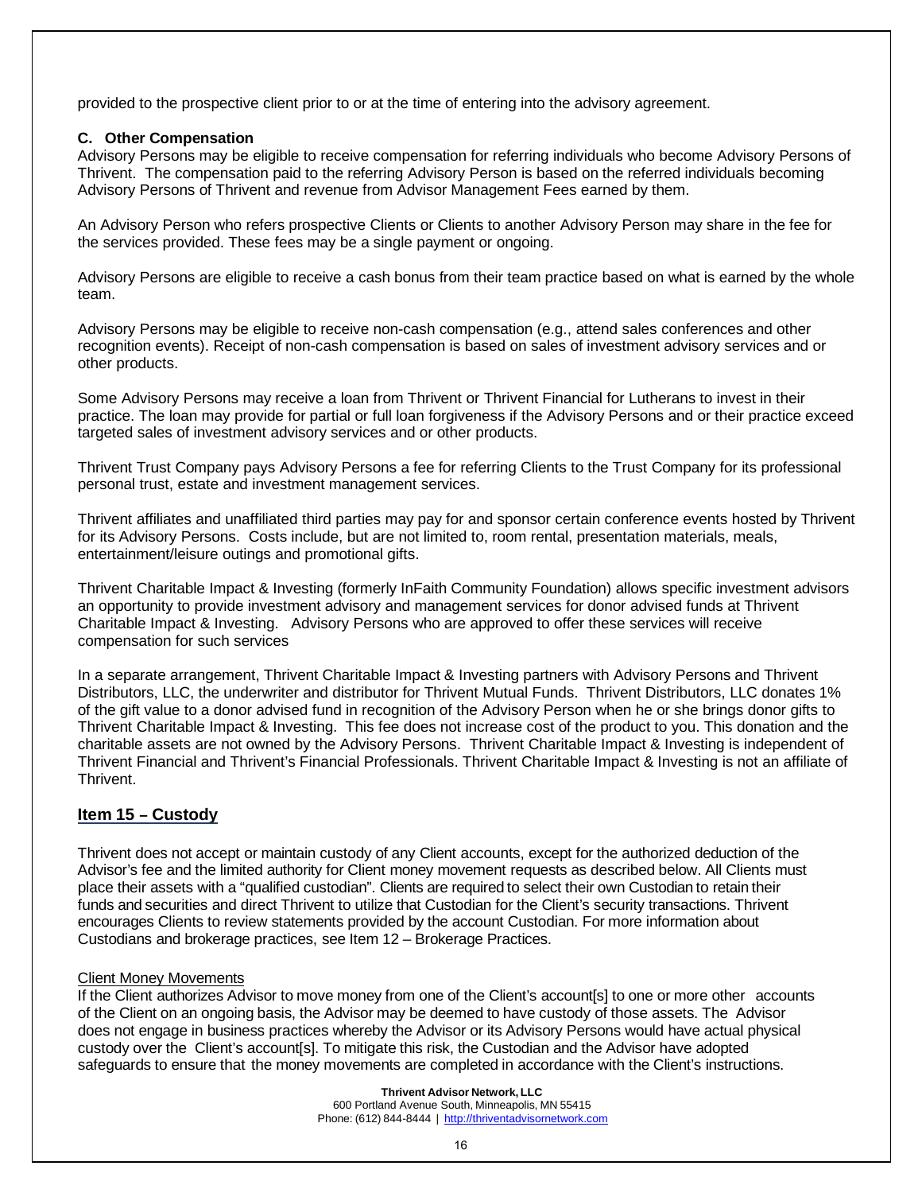provided to the prospective client prior to or at the time of entering into the advisory agreement.

### C. Other Compensation

Advisory Persons may be eligible to receive compensation for referring individuals who become Advisory Persons of Thrivent. The compensation paid to the referring Advisory Person is based on the referred individuals becoming Advisory Persons of Thrivent and revenue from Advisor Management Fees earned by them.

An Advisory Person who refers prospective Clients or Clients to another Advisory Person may share in the fee for the services provided. These fees may be a single payment or ongoing.

Advisory Persons are eligible to receive a cash bonus from their team practice based on what is earned by the whole team.

Advisory Persons may be eligible to receive non-cash compensation (e.g., attend sales conferences and other recognition events). Receipt of non-cash compensation is based on sales of investment advisory services and or other products.

Some Advisory Persons may receive a loan from Thrivent or Thrivent Financial for Lutherans to invest in their practice. The loan may provide for partial or full loan forgiveness if the Advisory Persons and or their practice exceed targeted sales of investment advisory services and or other products.

Thrivent Trust Company pays Advisory Persons a fee for referring Clients to the Trust Company for its professional personal trust, estate and investment management services.

Thrivent affiliates and unaffiliated third parties may pay for and sponsor certain conference events hosted by Thrivent for its Advisory Persons. Costs include, but are not limited to, room rental, presentation materials, meals, entertainment/leisure outings and promotional gifts.

Thrivent Charitable Impact & Investing (formerly InFaith Community Foundation) allows specific investment advisors an opportunity to provide investment advisory and management services for donor advised funds at Thrivent Charitable Impact & Investing. Advisory Persons who are approved to offer these services will receive compensation for such services

In a separate arrangement, Thrivent Charitable Impact & Investing partners with Advisory Persons and Thrivent Distributors, LLC, the underwriter and distributor for Thrivent Mutual Funds. Thrivent Distributors, LLC donates 1% of the gift value to a donor advised fund in recognition of the Advisory Person when he or she brings donor gifts to Thrivent Charitable Impact & Investing. This fee does not increase cost of the product to you. This donation and the charitable assets are not owned by the Advisory Persons. Thrivent Charitable Impact & Investing is independent of Thrivent Financial and Thrivent's Financial Professionals. Thrivent Charitable Impact & Investing is not an affiliate of Thrivent.

## Item 15 – Custody

Thrivent does not accept or maintain custody of any Client accounts, except for the authorized deduction of the Advisor's fee and the limited authority for Client money movement requests as described below. All Clients must place their assets with a "qualified custodian". Clients are required to select their own Custodian to retain their funds and securities and direct Thrivent to utilize that Custodian for the Client's security transactions. Thrivent encourages Clients to review statements provided by the account Custodian. For more information about Custodians and brokerage practices, see Item 12 – Brokerage Practices.

Client Money Movements

If the Client authorizes Advisor to move money from one of the Client's account[s] to one or more other accounts of the Client on an ongoing basis, the Advisor may be deemed to have custody of those assets. The Advisor does not engage in business practices whereby the Advisor or its Advisory Persons would have actual physical custody over the Client's account[s]. To mitigate this risk, the Custodian and the Advisor have adopted safeguards to ensure that the money movements are completed in accordance with the Client's instructions.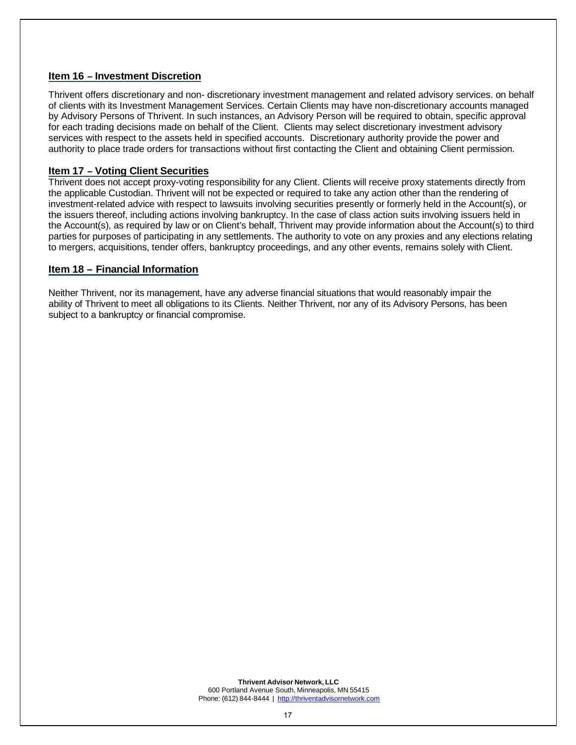## Item 16 – Investment Discretion

Thrivent offers discretionary and non- discretionary investment management and related advisory services. on behalf of clients with its Investment Management Services. Certain Clients may have non-discretionary accounts managed by Advisory Persons of Thrivent. In such instances, an Advisory Person will be required to obtain, specific approval for each trading decisions made on behalf of the Client. Clients may select discretionary investment advisory services with respect to the assets held in specified accounts. Discretionary authority provide the power and authority to place trade orders for transactions without first contacting the Client and obtaining Client permission.

## Item 17 – Voting Client Securities

Thrivent does not accept proxy-voting responsibility for any Client. Clients will receive proxy statements directly from the applicable Custodian. Thrivent will not be expected or required to take any action other than the rendering of investment-related advice with respect to lawsuits involving securities presently or formerly held in the Account(s), or the issuers thereof, including actions involving bankruptcy. In the case of class action suits involving issuers held in the Account(s), as required by law or on Client's behalf, Thrivent may provide information about the Account(s) to third parties for purposes of participating in any settlements. The authority to vote on any proxies and any elections relating to mergers, acquisitions, tender offers, bankruptcy proceedings, and any other events, remains solely with Client.

## Item 18 – Financial Information

Neither Thrivent, nor its management, have any adverse financial situations that would reasonably impair the ability of Thrivent to meet all obligations to its Clients. Neither Thrivent, nor any of its Advisory Persons, has been subject to a bankruptcy or financial compromise.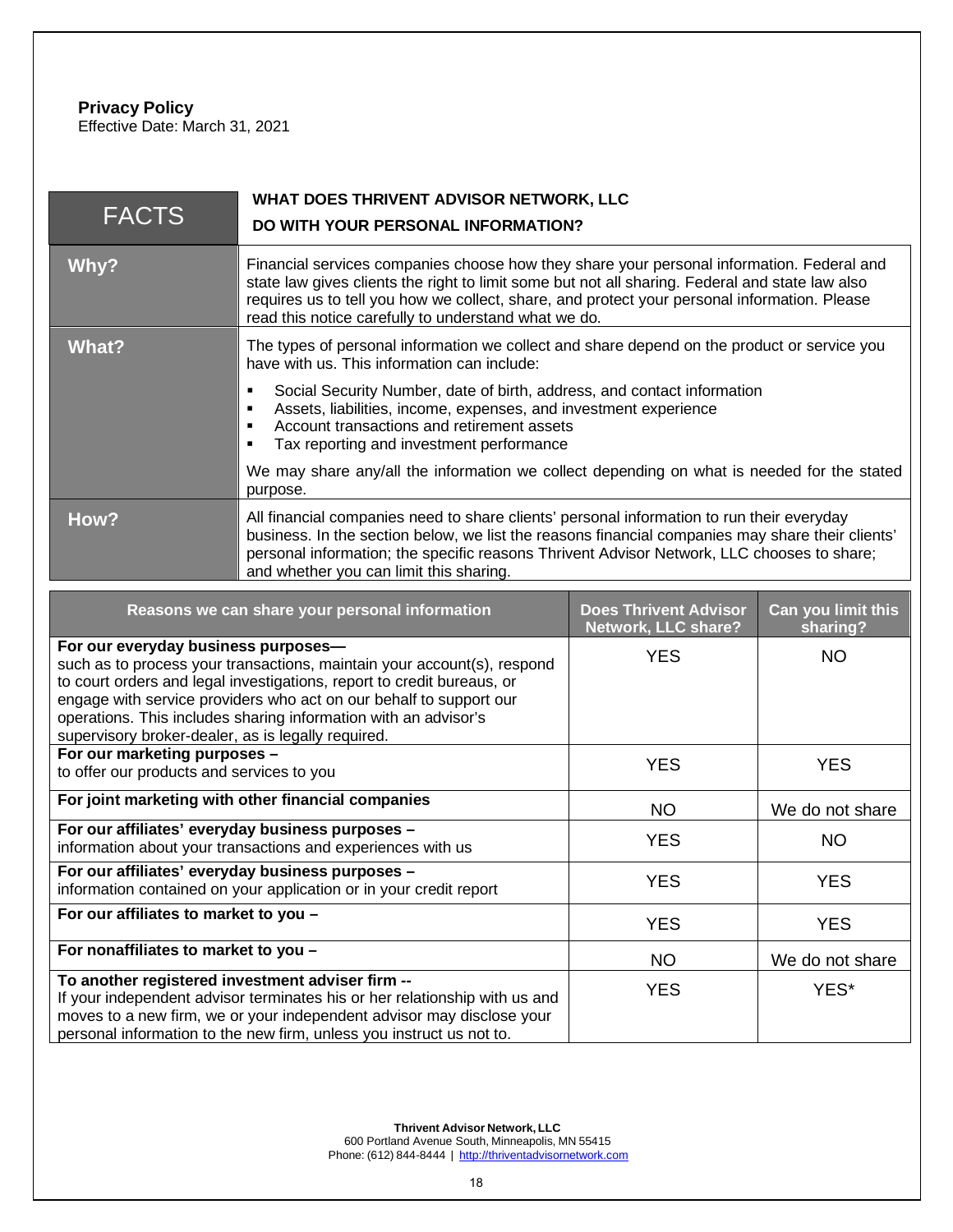**Privacy Policy**
Effective Date: March 31, 2021

| FACTS | WHAT DOES THRIVENT ADVISOR NETWORK, LLC DO WITH YOUR PERSONAL INFORMATION? |
|---|---|
| **Why?** | Financial services companies choose how they share your personal information. Federal and state law gives clients the right to limit some but not all sharing. Federal and state law also requires us to tell you how we collect, share, and protect your personal information. Please read this notice carefully to understand what we do. |
| **What?** | The types of personal information we collect and share depend on the product or service you have with us. This information can include:<br>▪ Social Security Number, date of birth, address, and contact information<br>▪ Assets, liabilities, income, expenses, and investment experience<br>▪ Account transactions and retirement assets<br>▪ Tax reporting and investment performance<br><br>We may share any/all the information we collect depending on what is needed for the stated purpose. |
| **How?** | All financial companies need to share clients' personal information to run their everyday business. In the section below, we list the reasons financial companies may share their clients' personal information; the specific reasons Thrivent Advisor Network, LLC chooses to share; and whether you can limit this sharing. |

| Reasons we can share your personal information | Does Thrivent Advisor Network, LLC share? | Can you limit this sharing? |
|---|---|---|
| **For our everyday business purposes—**<br>such as to process your transactions, maintain your account(s), respond to court orders and legal investigations, report to credit bureaus, or engage with service providers who act on our behalf to support our operations. This includes sharing information with an advisor's supervisory broker-dealer, as is legally required. | YES | NO |
| **For our marketing purposes –**<br>to offer our products and services to you | YES | YES |
| **For joint marketing with other financial companies** | NO | We do not share |
| **For our affiliates' everyday business purposes –**<br>information about your transactions and experiences with us | YES | NO |
| **For our affiliates' everyday business purposes –**<br>information contained on your application or in your credit report | YES | YES |
| **For our affiliates to market to you –** | YES | YES |
| **For nonaffiliates to market to you –** | NO | We do not share |
| **To another registered investment adviser firm --**<br>If your independent advisor terminates his or her relationship with us and moves to a new firm, we or your independent advisor may disclose your personal information to the new firm, unless you instruct us not to. | YES | YES* |

**Thrivent Advisor Network, LLC**
600 Portland Avenue South, Minneapolis, MN 55415
Phone: (612) 844-8444 | http://thriventadvisornetwork.com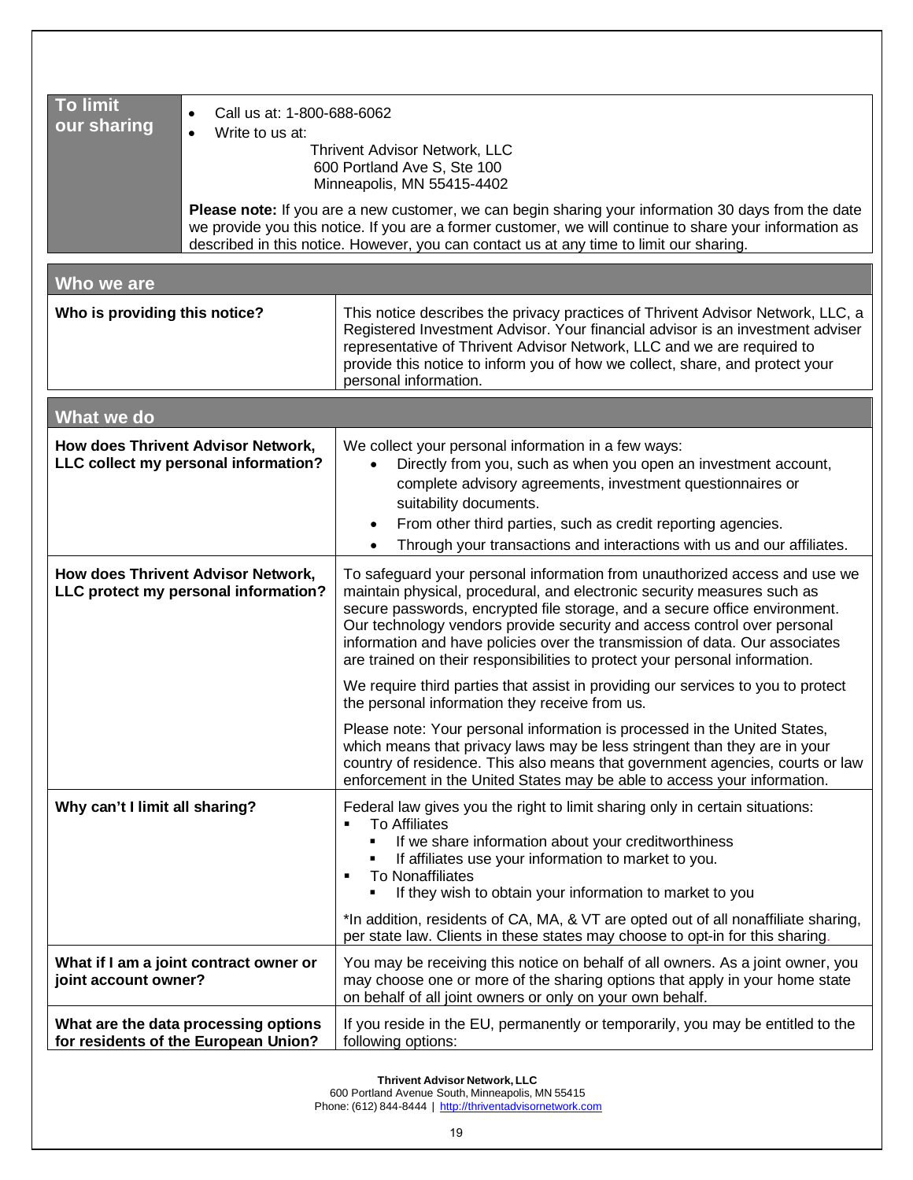| To limit our sharing | |
|---|---|
| | • Call us at: 1-800-688-6062<br>• Write to us at:<br>Thrivent Advisor Network, LLC<br>600 Portland Ave S, Ste 100<br>Minneapolis, MN 55415-4402<br><br>**Please note:** If you are a new customer, we can begin sharing your information 30 days from the date we provide you this notice. If you are a former customer, we will continue to share your information as described in this notice. However, you can contact us at any time to limit our sharing. |

| Who we are | |
|---|---|
| **Who is providing this notice?** | This notice describes the privacy practices of Thrivent Advisor Network, LLC, a Registered Investment Advisor. Your financial advisor is an investment adviser representative of Thrivent Advisor Network, LLC and we are required to provide this notice to inform you of how we collect, share, and protect your personal information. |

| What we do | |
|---|---|
| **How does Thrivent Advisor Network, LLC collect my personal information?** | We collect your personal information in a few ways:<br>• Directly from you, such as when you open an investment account, complete advisory agreements, investment questionnaires or suitability documents.<br>• From other third parties, such as credit reporting agencies.<br>• Through your transactions and interactions with us and our affiliates. |
| **How does Thrivent Advisor Network, LLC protect my personal information?** | To safeguard your personal information from unauthorized access and use we maintain physical, procedural, and electronic security measures such as secure passwords, encrypted file storage, and a secure office environment. Our technology vendors provide security and access control over personal information and have policies over the transmission of data. Our associates are trained on their responsibilities to protect your personal information.<br><br>We require third parties that assist in providing our services to you to protect the personal information they receive from us.<br><br>Please note: Your personal information is processed in the United States, which means that privacy laws may be less stringent than they are in your country of residence. This also means that government agencies, courts or law enforcement in the United States may be able to access your information. |
| **Why can't I limit all sharing?** | Federal law gives you the right to limit sharing only in certain situations:<br>▪ To Affiliates<br>&nbsp;&nbsp;▪ If we share information about your creditworthiness<br>&nbsp;&nbsp;▪ If affiliates use your information to market to you.<br>▪ To Nonaffiliates<br>&nbsp;&nbsp;▪ If they wish to obtain your information to market to you<br><br>*In addition, residents of CA, MA, & VT are opted out of all nonaffiliate sharing, per state law. Clients in these states may choose to opt-in for this sharing. |
| **What if I am a joint contract owner or joint account owner?** | You may be receiving this notice on behalf of all owners. As a joint owner, you may choose one or more of the sharing options that apply in your home state on behalf of all joint owners or only on your own behalf. |
| **What are the data processing options for residents of the European Union?** | If you reside in the EU, permanently or temporarily, you may be entitled to the following options: |

**Thrivent Advisor Network, LLC**
600 Portland Avenue South, Minneapolis, MN 55415
Phone: (612) 844-8444 | http://thriventadvisornetwork.com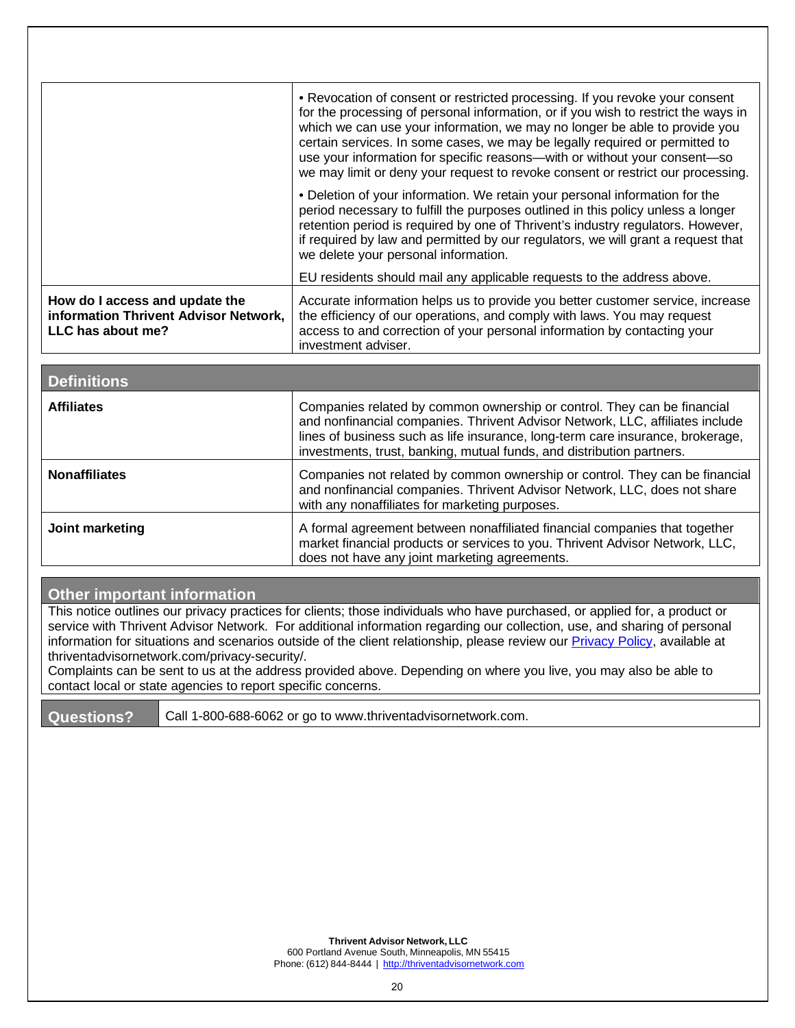| | |
|---|---|
| | • Revocation of consent or restricted processing. If you revoke your consent for the processing of personal information, or if you wish to restrict the ways in which we can use your information, we may no longer be able to provide you certain services. In some cases, we may be legally required or permitted to use your information for specific reasons—with or without your consent—so we may limit or deny your request to revoke consent or restrict our processing.<br><br>• Deletion of your information. We retain your personal information for the period necessary to fulfill the purposes outlined in this policy unless a longer retention period is required by one of Thrivent's industry regulators. However, if required by law and permitted by our regulators, we will grant a request that we delete your personal information.<br><br>EU residents should mail any applicable requests to the address above. |
| **How do I access and update the information Thrivent Advisor Network, LLC has about me?** | Accurate information helps us to provide you better customer service, increase the efficiency of our operations, and comply with laws. You may request access to and correction of your personal information by contacting your investment adviser. |

## Definitions

| | |
|---|---|
| **Affiliates** | Companies related by common ownership or control. They can be financial and nonfinancial companies. Thrivent Advisor Network, LLC, affiliates include lines of business such as life insurance, long-term care insurance, brokerage, investments, trust, banking, mutual funds, and distribution partners. |
| **Nonaffiliates** | Companies not related by common ownership or control. They can be financial and nonfinancial companies. Thrivent Advisor Network, LLC, does not share with any nonaffiliates for marketing purposes. |
| **Joint marketing** | A formal agreement between nonaffiliated financial companies that together market financial products or services to you. Thrivent Advisor Network, LLC, does not have any joint marketing agreements. |

## Other important information

This notice outlines our privacy practices for clients; those individuals who have purchased, or applied for, a product or service with Thrivent Advisor Network. For additional information regarding our collection, use, and sharing of personal information for situations and scenarios outside of the client relationship, please review our Privacy Policy, available at thriventadvisornetwork.com/privacy-security/.

Complaints can be sent to us at the address provided above. Depending on where you live, you may also be able to contact local or state agencies to report specific concerns.

| | |
|---|---|
| **Questions?** | Call 1-800-688-6062 or go to www.thriventadvisornetwork.com. |

**Thrivent Advisor Network, LLC**
600 Portland Avenue South, Minneapolis, MN 55415
Phone: (612) 844-8444 | http://thriventadvisornetwork.com